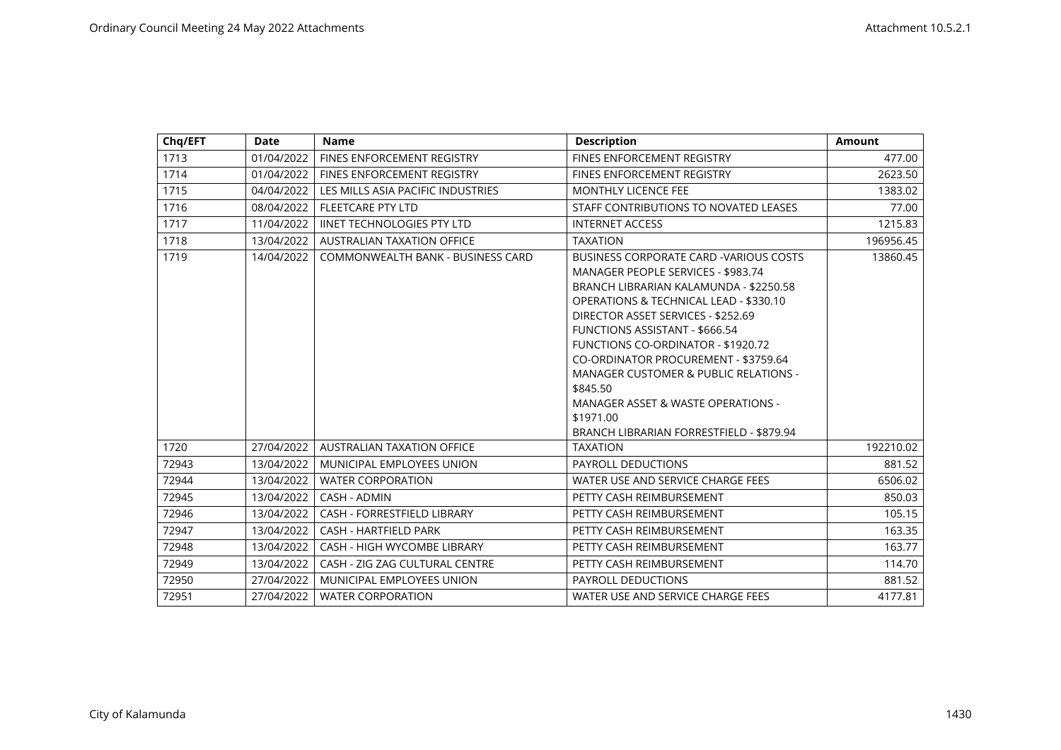| Chq/EFT | Date | Name | Description | Amount |
|---|---|---|---|---|
| 1713 | 01/04/2022 | FINES ENFORCEMENT REGISTRY | FINES ENFORCEMENT REGISTRY | 477.00 |
| 1714 | 01/04/2022 | FINES ENFORCEMENT REGISTRY | FINES ENFORCEMENT REGISTRY | 2623.50 |
| 1715 | 04/04/2022 | LES MILLS ASIA PACIFIC INDUSTRIES | MONTHLY LICENCE FEE | 1383.02 |
| 1716 | 08/04/2022 | FLEETCARE PTY LTD | STAFF CONTRIBUTIONS TO NOVATED LEASES | 77.00 |
| 1717 | 11/04/2022 | IINET TECHNOLOGIES PTY LTD | INTERNET ACCESS | 1215.83 |
| 1718 | 13/04/2022 | AUSTRALIAN TAXATION OFFICE | TAXATION | 196956.45 |
| 1719 | 14/04/2022 | COMMONWEALTH BANK - BUSINESS CARD | BUSINESS CORPORATE CARD -VARIOUS COSTS<br>MANAGER PEOPLE SERVICES - $983.74<br>BRANCH LIBRARIAN KALAMUNDA - $2250.58<br>OPERATIONS & TECHNICAL LEAD - $330.10<br>DIRECTOR ASSET SERVICES - $252.69<br>FUNCTIONS ASSISTANT - $666.54<br>FUNCTIONS CO-ORDINATOR - $1920.72<br>CO-ORDINATOR PROCUREMENT - $3759.64<br>MANAGER CUSTOMER & PUBLIC RELATIONS - $845.50<br>MANAGER ASSET & WASTE OPERATIONS - $1971.00<br>BRANCH LIBRARIAN FORRESTFIELD - $879.94 | 13860.45 |
| 1720 | 27/04/2022 | AUSTRALIAN TAXATION OFFICE | TAXATION | 192210.02 |
| 72943 | 13/04/2022 | MUNICIPAL EMPLOYEES UNION | PAYROLL DEDUCTIONS | 881.52 |
| 72944 | 13/04/2022 | WATER CORPORATION | WATER USE AND SERVICE CHARGE FEES | 6506.02 |
| 72945 | 13/04/2022 | CASH - ADMIN | PETTY CASH REIMBURSEMENT | 850.03 |
| 72946 | 13/04/2022 | CASH - FORRESTFIELD LIBRARY | PETTY CASH REIMBURSEMENT | 105.15 |
| 72947 | 13/04/2022 | CASH - HARTFIELD PARK | PETTY CASH REIMBURSEMENT | 163.35 |
| 72948 | 13/04/2022 | CASH - HIGH WYCOMBE LIBRARY | PETTY CASH REIMBURSEMENT | 163.77 |
| 72949 | 13/04/2022 | CASH - ZIG ZAG CULTURAL CENTRE | PETTY CASH REIMBURSEMENT | 114.70 |
| 72950 | 27/04/2022 | MUNICIPAL EMPLOYEES UNION | PAYROLL DEDUCTIONS | 881.52 |
| 72951 | 27/04/2022 | WATER CORPORATION | WATER USE AND SERVICE CHARGE FEES | 4177.81 |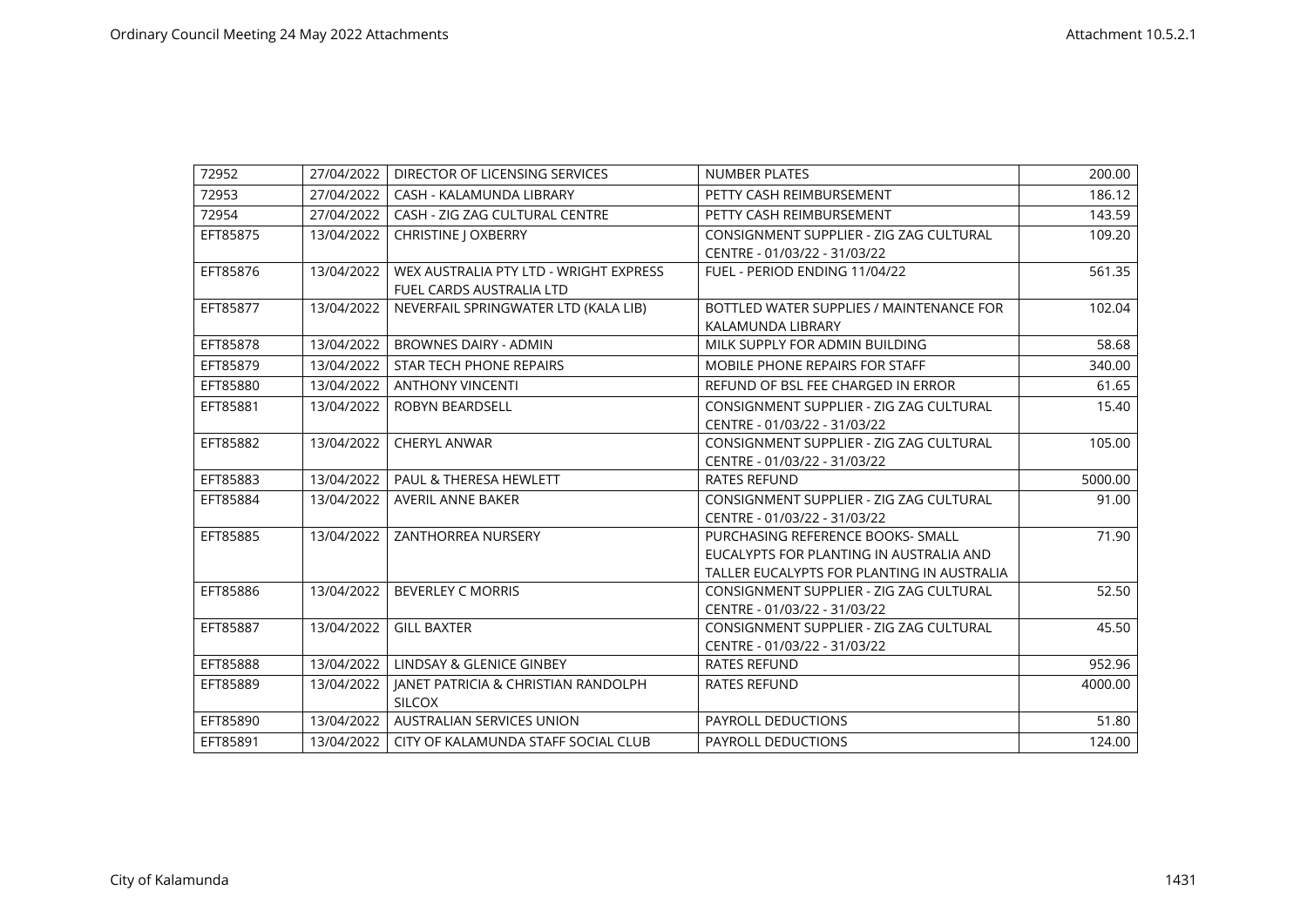| 72952 | 27/04/2022 | DIRECTOR OF LICENSING SERVICES | NUMBER PLATES | 200.00 |
|---|---|---|---|---|
| 72953 | 27/04/2022 | CASH - KALAMUNDA LIBRARY | PETTY CASH REIMBURSEMENT | 186.12 |
| 72954 | 27/04/2022 | CASH - ZIG ZAG CULTURAL CENTRE | PETTY CASH REIMBURSEMENT | 143.59 |
| EFT85875 | 13/04/2022 | CHRISTINE J OXBERRY | CONSIGNMENT SUPPLIER - ZIG ZAG CULTURAL CENTRE - 01/03/22 - 31/03/22 | 109.20 |
| EFT85876 | 13/04/2022 | WEX AUSTRALIA PTY LTD - WRIGHT EXPRESS FUEL CARDS AUSTRALIA LTD | FUEL - PERIOD ENDING 11/04/22 | 561.35 |
| EFT85877 | 13/04/2022 | NEVERFAIL SPRINGWATER LTD (KALA LIB) | BOTTLED WATER SUPPLIES / MAINTENANCE FOR KALAMUNDA LIBRARY | 102.04 |
| EFT85878 | 13/04/2022 | BROWNES DAIRY - ADMIN | MILK SUPPLY FOR ADMIN BUILDING | 58.68 |
| EFT85879 | 13/04/2022 | STAR TECH PHONE REPAIRS | MOBILE PHONE REPAIRS FOR STAFF | 340.00 |
| EFT85880 | 13/04/2022 | ANTHONY VINCENTI | REFUND OF BSL FEE CHARGED IN ERROR | 61.65 |
| EFT85881 | 13/04/2022 | ROBYN BEARDSELL | CONSIGNMENT SUPPLIER - ZIG ZAG CULTURAL CENTRE - 01/03/22 - 31/03/22 | 15.40 |
| EFT85882 | 13/04/2022 | CHERYL ANWAR | CONSIGNMENT SUPPLIER - ZIG ZAG CULTURAL CENTRE - 01/03/22 - 31/03/22 | 105.00 |
| EFT85883 | 13/04/2022 | PAUL & THERESA HEWLETT | RATES REFUND | 5000.00 |
| EFT85884 | 13/04/2022 | AVERIL ANNE BAKER | CONSIGNMENT SUPPLIER - ZIG ZAG CULTURAL CENTRE - 01/03/22 - 31/03/22 | 91.00 |
| EFT85885 | 13/04/2022 | ZANTHORREA NURSERY | PURCHASING REFERENCE BOOKS- SMALL EUCALYPTS FOR PLANTING IN AUSTRALIA AND TALLER EUCALYPTS FOR PLANTING IN AUSTRALIA | 71.90 |
| EFT85886 | 13/04/2022 | BEVERLEY C MORRIS | CONSIGNMENT SUPPLIER - ZIG ZAG CULTURAL CENTRE - 01/03/22 - 31/03/22 | 52.50 |
| EFT85887 | 13/04/2022 | GILL BAXTER | CONSIGNMENT SUPPLIER - ZIG ZAG CULTURAL CENTRE - 01/03/22 - 31/03/22 | 45.50 |
| EFT85888 | 13/04/2022 | LINDSAY & GLENICE GINBEY | RATES REFUND | 952.96 |
| EFT85889 | 13/04/2022 | JANET PATRICIA & CHRISTIAN RANDOLPH SILCOX | RATES REFUND | 4000.00 |
| EFT85890 | 13/04/2022 | AUSTRALIAN SERVICES UNION | PAYROLL DEDUCTIONS | 51.80 |
| EFT85891 | 13/04/2022 | CITY OF KALAMUNDA STAFF SOCIAL CLUB | PAYROLL DEDUCTIONS | 124.00 |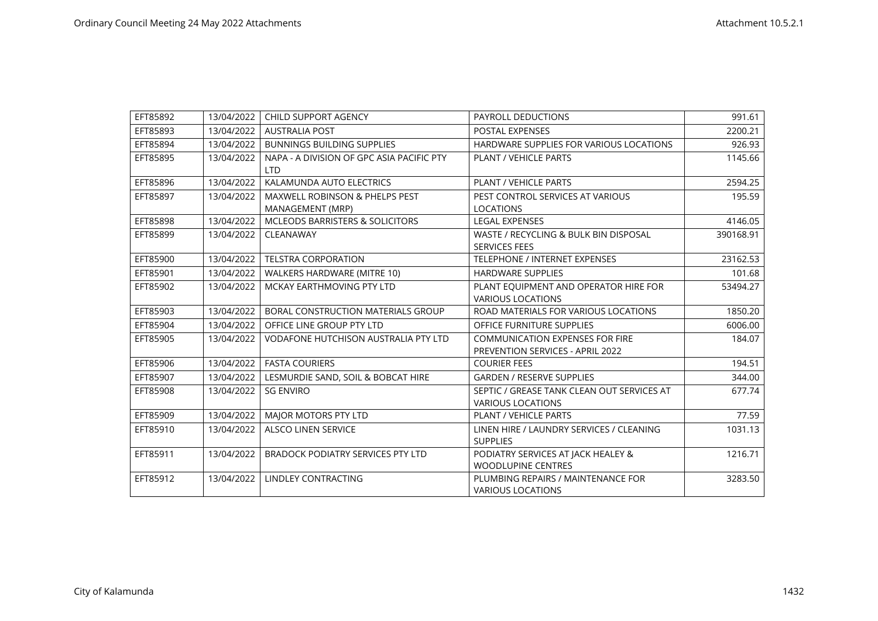| EFT85892 | 13/04/2022 | CHILD SUPPORT AGENCY | PAYROLL DEDUCTIONS | 991.61 |
|---|---|---|---|---|
| EFT85893 | 13/04/2022 | AUSTRALIA POST | POSTAL EXPENSES | 2200.21 |
| EFT85894 | 13/04/2022 | BUNNINGS BUILDING SUPPLIES | HARDWARE SUPPLIES FOR VARIOUS LOCATIONS | 926.93 |
| EFT85895 | 13/04/2022 | NAPA - A DIVISION OF GPC ASIA PACIFIC PTY LTD | PLANT / VEHICLE PARTS | 1145.66 |
| EFT85896 | 13/04/2022 | KALAMUNDA AUTO ELECTRICS | PLANT / VEHICLE PARTS | 2594.25 |
| EFT85897 | 13/04/2022 | MAXWELL ROBINSON & PHELPS PEST MANAGEMENT (MRP) | PEST CONTROL SERVICES AT VARIOUS LOCATIONS | 195.59 |
| EFT85898 | 13/04/2022 | MCLEODS BARRISTERS & SOLICITORS | LEGAL EXPENSES | 4146.05 |
| EFT85899 | 13/04/2022 | CLEANAWAY | WASTE / RECYCLING & BULK BIN DISPOSAL SERVICES FEES | 390168.91 |
| EFT85900 | 13/04/2022 | TELSTRA CORPORATION | TELEPHONE / INTERNET EXPENSES | 23162.53 |
| EFT85901 | 13/04/2022 | WALKERS HARDWARE (MITRE 10) | HARDWARE SUPPLIES | 101.68 |
| EFT85902 | 13/04/2022 | MCKAY EARTHMOVING PTY LTD | PLANT EQUIPMENT AND OPERATOR HIRE FOR VARIOUS LOCATIONS | 53494.27 |
| EFT85903 | 13/04/2022 | BORAL CONSTRUCTION MATERIALS GROUP | ROAD MATERIALS FOR VARIOUS LOCATIONS | 1850.20 |
| EFT85904 | 13/04/2022 | OFFICE LINE GROUP PTY LTD | OFFICE FURNITURE SUPPLIES | 6006.00 |
| EFT85905 | 13/04/2022 | VODAFONE HUTCHISON AUSTRALIA PTY LTD | COMMUNICATION EXPENSES FOR FIRE PREVENTION SERVICES - APRIL 2022 | 184.07 |
| EFT85906 | 13/04/2022 | FASTA COURIERS | COURIER FEES | 194.51 |
| EFT85907 | 13/04/2022 | LESMURDIE SAND, SOIL & BOBCAT HIRE | GARDEN / RESERVE SUPPLIES | 344.00 |
| EFT85908 | 13/04/2022 | SG ENVIRO | SEPTIC / GREASE TANK CLEAN OUT SERVICES AT VARIOUS LOCATIONS | 677.74 |
| EFT85909 | 13/04/2022 | MAJOR MOTORS PTY LTD | PLANT / VEHICLE PARTS | 77.59 |
| EFT85910 | 13/04/2022 | ALSCO LINEN SERVICE | LINEN HIRE / LAUNDRY SERVICES / CLEANING SUPPLIES | 1031.13 |
| EFT85911 | 13/04/2022 | BRADOCK PODIATRY SERVICES PTY LTD | PODIATRY SERVICES AT JACK HEALEY & WOODLUPINE CENTRES | 1216.71 |
| EFT85912 | 13/04/2022 | LINDLEY CONTRACTING | PLUMBING REPAIRS / MAINTENANCE FOR VARIOUS LOCATIONS | 3283.50 |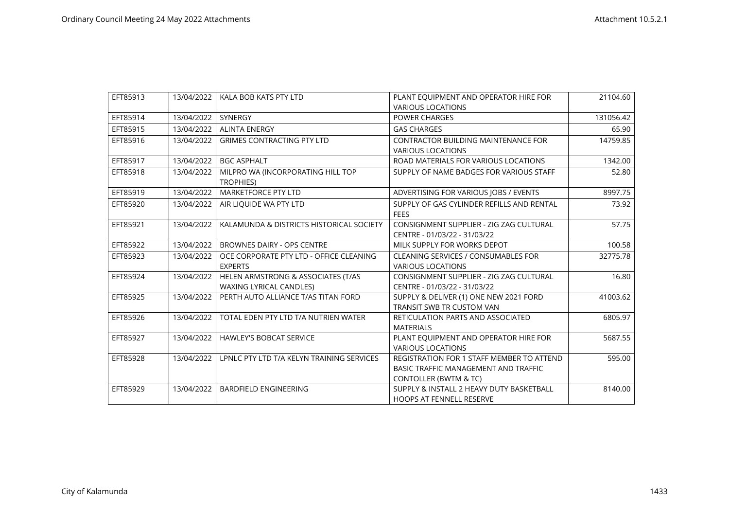| EFT85913 | 13/04/2022 | KALA BOB KATS PTY LTD | PLANT EQUIPMENT AND OPERATOR HIRE FOR VARIOUS LOCATIONS | 21104.60 |
|---|---|---|---|---|
| EFT85914 | 13/04/2022 | SYNERGY | POWER CHARGES | 131056.42 |
| EFT85915 | 13/04/2022 | ALINTA ENERGY | GAS CHARGES | 65.90 |
| EFT85916 | 13/04/2022 | GRIMES CONTRACTING PTY LTD | CONTRACTOR BUILDING MAINTENANCE FOR VARIOUS LOCATIONS | 14759.85 |
| EFT85917 | 13/04/2022 | BGC ASPHALT | ROAD MATERIALS FOR VARIOUS LOCATIONS | 1342.00 |
| EFT85918 | 13/04/2022 | MILPRO WA (INCORPORATING HILL TOP TROPHIES) | SUPPLY OF NAME BADGES FOR VARIOUS STAFF | 52.80 |
| EFT85919 | 13/04/2022 | MARKETFORCE PTY LTD | ADVERTISING FOR VARIOUS JOBS / EVENTS | 8997.75 |
| EFT85920 | 13/04/2022 | AIR LIQUIDE WA PTY LTD | SUPPLY OF GAS CYLINDER REFILLS AND RENTAL FEES | 73.92 |
| EFT85921 | 13/04/2022 | KALAMUNDA & DISTRICTS HISTORICAL SOCIETY | CONSIGNMENT SUPPLIER - ZIG ZAG CULTURAL CENTRE - 01/03/22 - 31/03/22 | 57.75 |
| EFT85922 | 13/04/2022 | BROWNES DAIRY - OPS CENTRE | MILK SUPPLY FOR WORKS DEPOT | 100.58 |
| EFT85923 | 13/04/2022 | OCE CORPORATE PTY LTD - OFFICE CLEANING EXPERTS | CLEANING SERVICES / CONSUMABLES FOR VARIOUS LOCATIONS | 32775.78 |
| EFT85924 | 13/04/2022 | HELEN ARMSTRONG & ASSOCIATES (T/AS WAXING LYRICAL CANDLES) | CONSIGNMENT SUPPLIER - ZIG ZAG CULTURAL CENTRE - 01/03/22 - 31/03/22 | 16.80 |
| EFT85925 | 13/04/2022 | PERTH AUTO ALLIANCE T/AS TITAN FORD | SUPPLY & DELIVER (1) ONE NEW 2021 FORD TRANSIT SWB TR CUSTOM VAN | 41003.62 |
| EFT85926 | 13/04/2022 | TOTAL EDEN PTY LTD T/A NUTRIEN WATER | RETICULATION PARTS AND ASSOCIATED MATERIALS | 6805.97 |
| EFT85927 | 13/04/2022 | HAWLEY'S BOBCAT SERVICE | PLANT EQUIPMENT AND OPERATOR HIRE FOR VARIOUS LOCATIONS | 5687.55 |
| EFT85928 | 13/04/2022 | LPNLC PTY LTD T/A KELYN TRAINING SERVICES | REGISTRATION FOR 1 STAFF MEMBER TO ATTEND BASIC TRAFFIC MANAGEMENT AND TRAFFIC CONTOLLER (BWTM & TC) | 595.00 |
| EFT85929 | 13/04/2022 | BARDFIELD ENGINEERING | SUPPLY & INSTALL 2 HEAVY DUTY BASKETBALL HOOPS AT FENNELL RESERVE | 8140.00 |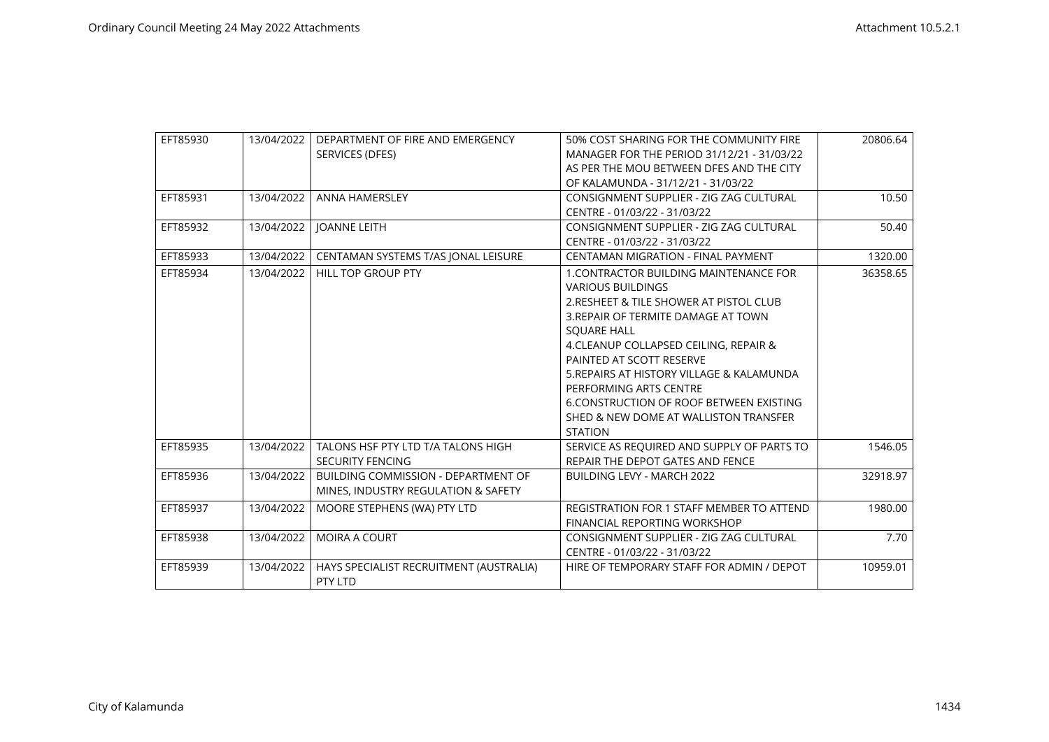| EFT85930 | 13/04/2022 | DEPARTMENT OF FIRE AND EMERGENCY SERVICES (DFES) | 50% COST SHARING FOR THE COMMUNITY FIRE MANAGER FOR THE PERIOD 31/12/21 - 31/03/22 AS PER THE MOU BETWEEN DFES AND THE CITY OF KALAMUNDA - 31/12/21 - 31/03/22 | 20806.64 |
|---|---|---|---|---|
| EFT85931 | 13/04/2022 | ANNA HAMERSLEY | CONSIGNMENT SUPPLIER - ZIG ZAG CULTURAL CENTRE - 01/03/22 - 31/03/22 | 10.50 |
| EFT85932 | 13/04/2022 | JOANNE LEITH | CONSIGNMENT SUPPLIER - ZIG ZAG CULTURAL CENTRE - 01/03/22 - 31/03/22 | 50.40 |
| EFT85933 | 13/04/2022 | CENTAMAN SYSTEMS T/AS JONAL LEISURE | CENTAMAN MIGRATION - FINAL PAYMENT | 1320.00 |
| EFT85934 | 13/04/2022 | HILL TOP GROUP PTY | 1.CONTRACTOR BUILDING MAINTENANCE FOR VARIOUS BUILDINGS 2.RESHEET & TILE SHOWER AT PISTOL CLUB 3.REPAIR OF TERMITE DAMAGE AT TOWN SQUARE HALL 4.CLEANUP COLLAPSED CEILING, REPAIR & PAINTED AT SCOTT RESERVE 5.REPAIRS AT HISTORY VILLAGE & KALAMUNDA PERFORMING ARTS CENTRE 6.CONSTRUCTION OF ROOF BETWEEN EXISTING SHED & NEW DOME AT WALLISTON TRANSFER STATION | 36358.65 |
| EFT85935 | 13/04/2022 | TALONS HSF PTY LTD T/A TALONS HIGH SECURITY FENCING | SERVICE AS REQUIRED AND SUPPLY OF PARTS TO REPAIR THE DEPOT GATES AND FENCE | 1546.05 |
| EFT85936 | 13/04/2022 | BUILDING COMMISSION - DEPARTMENT OF MINES, INDUSTRY REGULATION & SAFETY | BUILDING LEVY - MARCH 2022 | 32918.97 |
| EFT85937 | 13/04/2022 | MOORE STEPHENS (WA) PTY LTD | REGISTRATION FOR 1 STAFF MEMBER TO ATTEND FINANCIAL REPORTING WORKSHOP | 1980.00 |
| EFT85938 | 13/04/2022 | MOIRA A COURT | CONSIGNMENT SUPPLIER - ZIG ZAG CULTURAL CENTRE - 01/03/22 - 31/03/22 | 7.70 |
| EFT85939 | 13/04/2022 | HAYS SPECIALIST RECRUITMENT (AUSTRALIA) PTY LTD | HIRE OF TEMPORARY STAFF FOR ADMIN / DEPOT | 10959.01 |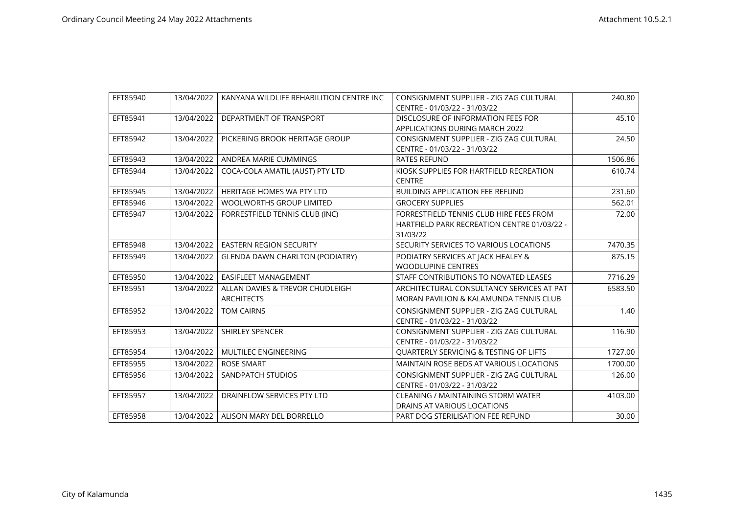| EFT85940 | 13/04/2022 | KANYANA WILDLIFE REHABILITION CENTRE INC | CONSIGNMENT SUPPLIER - ZIG ZAG CULTURAL CENTRE - 01/03/22 - 31/03/22 | 240.80 |
|---|---|---|---|---|
| EFT85941 | 13/04/2022 | DEPARTMENT OF TRANSPORT | DISCLOSURE OF INFORMATION FEES FOR APPLICATIONS DURING MARCH 2022 | 45.10 |
| EFT85942 | 13/04/2022 | PICKERING BROOK HERITAGE GROUP | CONSIGNMENT SUPPLIER - ZIG ZAG CULTURAL CENTRE - 01/03/22 - 31/03/22 | 24.50 |
| EFT85943 | 13/04/2022 | ANDREA MARIE CUMMINGS | RATES REFUND | 1506.86 |
| EFT85944 | 13/04/2022 | COCA-COLA AMATIL (AUST) PTY LTD | KIOSK SUPPLIES FOR HARTFIELD RECREATION CENTRE | 610.74 |
| EFT85945 | 13/04/2022 | HERITAGE HOMES WA PTY LTD | BUILDING APPLICATION FEE REFUND | 231.60 |
| EFT85946 | 13/04/2022 | WOOLWORTHS GROUP LIMITED | GROCERY SUPPLIES | 562.01 |
| EFT85947 | 13/04/2022 | FORRESTFIELD TENNIS CLUB (INC) | FORRESTFIELD TENNIS CLUB HIRE FEES FROM HARTFIELD PARK RECREATION CENTRE 01/03/22 - 31/03/22 | 72.00 |
| EFT85948 | 13/04/2022 | EASTERN REGION SECURITY | SECURITY SERVICES TO VARIOUS LOCATIONS | 7470.35 |
| EFT85949 | 13/04/2022 | GLENDA DAWN CHARLTON (PODIATRY) | PODIATRY SERVICES AT JACK HEALEY & WOODLUPINE CENTRES | 875.15 |
| EFT85950 | 13/04/2022 | EASIFLEET MANAGEMENT | STAFF CONTRIBUTIONS TO NOVATED LEASES | 7716.29 |
| EFT85951 | 13/04/2022 | ALLAN DAVIES & TREVOR CHUDLEIGH ARCHITECTS | ARCHITECTURAL CONSULTANCY SERVICES AT PAT MORAN PAVILION & KALAMUNDA TENNIS CLUB | 6583.50 |
| EFT85952 | 13/04/2022 | TOM CAIRNS | CONSIGNMENT SUPPLIER - ZIG ZAG CULTURAL CENTRE - 01/03/22 - 31/03/22 | 1.40 |
| EFT85953 | 13/04/2022 | SHIRLEY SPENCER | CONSIGNMENT SUPPLIER - ZIG ZAG CULTURAL CENTRE - 01/03/22 - 31/03/22 | 116.90 |
| EFT85954 | 13/04/2022 | MULTILEC ENGINEERING | QUARTERLY SERVICING & TESTING OF LIFTS | 1727.00 |
| EFT85955 | 13/04/2022 | ROSE SMART | MAINTAIN ROSE BEDS AT VARIOUS LOCATIONS | 1700.00 |
| EFT85956 | 13/04/2022 | SANDPATCH STUDIOS | CONSIGNMENT SUPPLIER - ZIG ZAG CULTURAL CENTRE - 01/03/22 - 31/03/22 | 126.00 |
| EFT85957 | 13/04/2022 | DRAINFLOW SERVICES PTY LTD | CLEANING / MAINTAINING STORM WATER DRAINS AT VARIOUS LOCATIONS | 4103.00 |
| EFT85958 | 13/04/2022 | ALISON MARY DEL BORRELLO | PART DOG STERILISATION FEE REFUND | 30.00 |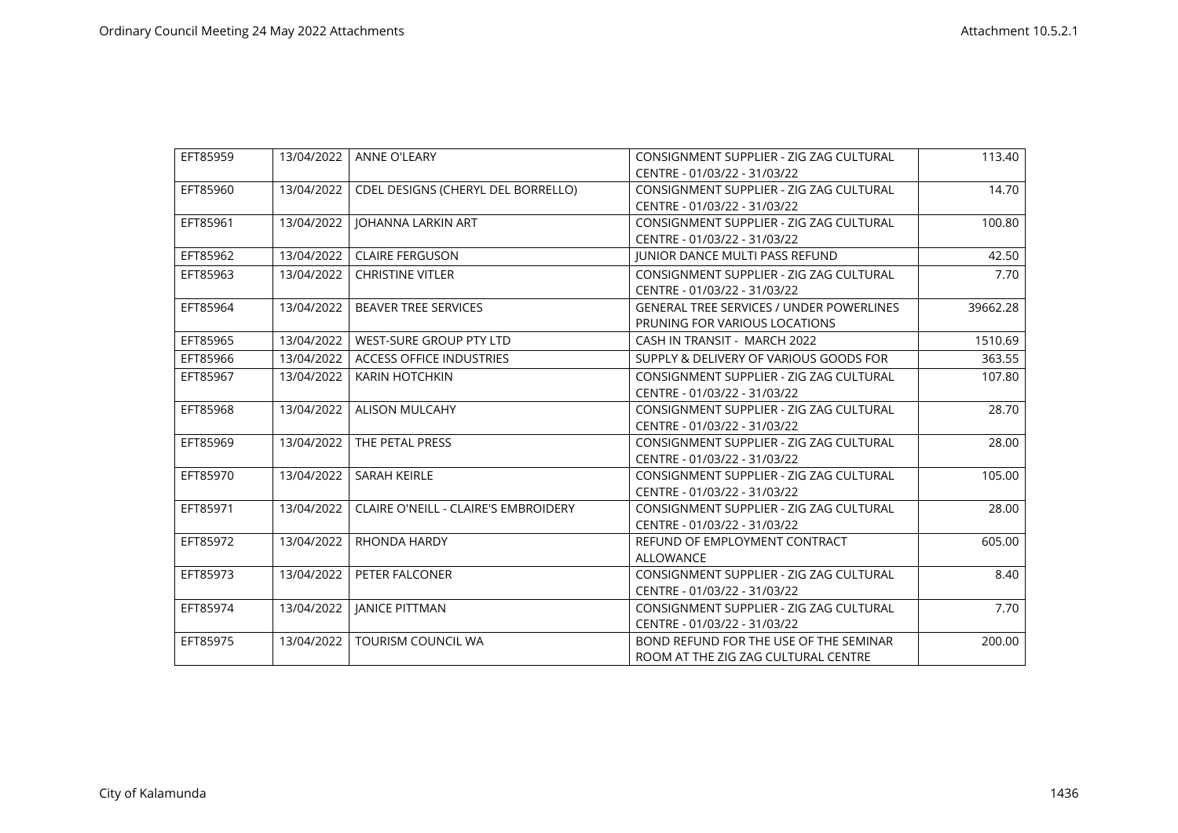| EFT85959 | 13/04/2022 | ANNE O'LEARY | CONSIGNMENT SUPPLIER - ZIG ZAG CULTURAL CENTRE - 01/03/22 - 31/03/22 | 113.40 |
|---|---|---|---|---|
| EFT85960 | 13/04/2022 | CDEL DESIGNS (CHERYL DEL BORRELLO) | CONSIGNMENT SUPPLIER - ZIG ZAG CULTURAL CENTRE - 01/03/22 - 31/03/22 | 14.70 |
| EFT85961 | 13/04/2022 | JOHANNA LARKIN ART | CONSIGNMENT SUPPLIER - ZIG ZAG CULTURAL CENTRE - 01/03/22 - 31/03/22 | 100.80 |
| EFT85962 | 13/04/2022 | CLAIRE FERGUSON | JUNIOR DANCE MULTI PASS REFUND | 42.50 |
| EFT85963 | 13/04/2022 | CHRISTINE VITLER | CONSIGNMENT SUPPLIER - ZIG ZAG CULTURAL CENTRE - 01/03/22 - 31/03/22 | 7.70 |
| EFT85964 | 13/04/2022 | BEAVER TREE SERVICES | GENERAL TREE SERVICES / UNDER POWERLINES PRUNING FOR VARIOUS LOCATIONS | 39662.28 |
| EFT85965 | 13/04/2022 | WEST-SURE GROUP PTY LTD | CASH IN TRANSIT - MARCH 2022 | 1510.69 |
| EFT85966 | 13/04/2022 | ACCESS OFFICE INDUSTRIES | SUPPLY & DELIVERY OF VARIOUS GOODS FOR | 363.55 |
| EFT85967 | 13/04/2022 | KARIN HOTCHKIN | CONSIGNMENT SUPPLIER - ZIG ZAG CULTURAL CENTRE - 01/03/22 - 31/03/22 | 107.80 |
| EFT85968 | 13/04/2022 | ALISON MULCAHY | CONSIGNMENT SUPPLIER - ZIG ZAG CULTURAL CENTRE - 01/03/22 - 31/03/22 | 28.70 |
| EFT85969 | 13/04/2022 | THE PETAL PRESS | CONSIGNMENT SUPPLIER - ZIG ZAG CULTURAL CENTRE - 01/03/22 - 31/03/22 | 28.00 |
| EFT85970 | 13/04/2022 | SARAH KEIRLE | CONSIGNMENT SUPPLIER - ZIG ZAG CULTURAL CENTRE - 01/03/22 - 31/03/22 | 105.00 |
| EFT85971 | 13/04/2022 | CLAIRE O'NEILL - CLAIRE'S EMBROIDERY | CONSIGNMENT SUPPLIER - ZIG ZAG CULTURAL CENTRE - 01/03/22 - 31/03/22 | 28.00 |
| EFT85972 | 13/04/2022 | RHONDA HARDY | REFUND OF EMPLOYMENT CONTRACT ALLOWANCE | 605.00 |
| EFT85973 | 13/04/2022 | PETER FALCONER | CONSIGNMENT SUPPLIER - ZIG ZAG CULTURAL CENTRE - 01/03/22 - 31/03/22 | 8.40 |
| EFT85974 | 13/04/2022 | JANICE PITTMAN | CONSIGNMENT SUPPLIER - ZIG ZAG CULTURAL CENTRE - 01/03/22 - 31/03/22 | 7.70 |
| EFT85975 | 13/04/2022 | TOURISM COUNCIL WA | BOND REFUND FOR THE USE OF THE SEMINAR ROOM AT THE ZIG ZAG CULTURAL CENTRE | 200.00 |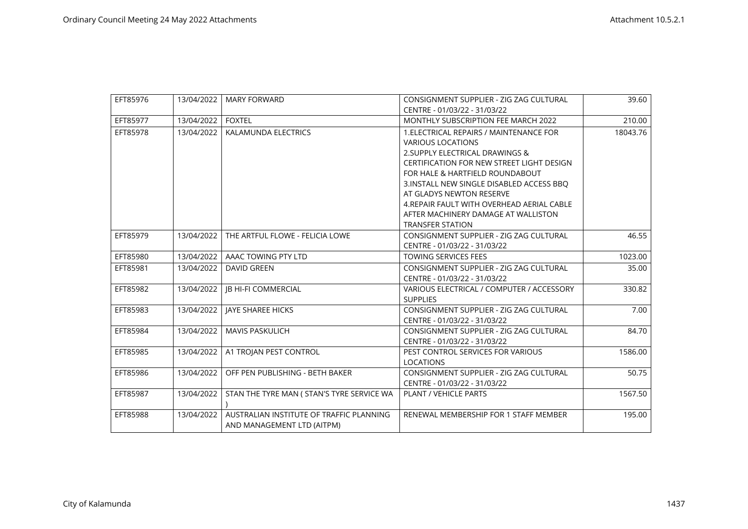| EFT85976 | 13/04/2022 | MARY FORWARD | CONSIGNMENT SUPPLIER - ZIG ZAG CULTURAL CENTRE - 01/03/22 - 31/03/22 | 39.60 |
|---|---|---|---|---|
| EFT85977 | 13/04/2022 | FOXTEL | MONTHLY SUBSCRIPTION FEE MARCH 2022 | 210.00 |
| EFT85978 | 13/04/2022 | KALAMUNDA ELECTRICS | 1.ELECTRICAL REPAIRS / MAINTENANCE FOR VARIOUS LOCATIONS 2.SUPPLY ELECTRICAL DRAWINGS & CERTIFICATION FOR NEW STREET LIGHT DESIGN FOR HALE & HARTFIELD ROUNDABOUT 3.INSTALL NEW SINGLE DISABLED ACCESS BBQ AT GLADYS NEWTON RESERVE 4.REPAIR FAULT WITH OVERHEAD AERIAL CABLE AFTER MACHINERY DAMAGE AT WALLISTON TRANSFER STATION | 18043.76 |
| EFT85979 | 13/04/2022 | THE ARTFUL FLOWE - FELICIA LOWE | CONSIGNMENT SUPPLIER - ZIG ZAG CULTURAL CENTRE - 01/03/22 - 31/03/22 | 46.55 |
| EFT85980 | 13/04/2022 | AAAC TOWING PTY LTD | TOWING SERVICES FEES | 1023.00 |
| EFT85981 | 13/04/2022 | DAVID GREEN | CONSIGNMENT SUPPLIER - ZIG ZAG CULTURAL CENTRE - 01/03/22 - 31/03/22 | 35.00 |
| EFT85982 | 13/04/2022 | JB HI-FI COMMERCIAL | VARIOUS ELECTRICAL / COMPUTER / ACCESSORY SUPPLIES | 330.82 |
| EFT85983 | 13/04/2022 | JAYE SHAREE HICKS | CONSIGNMENT SUPPLIER - ZIG ZAG CULTURAL CENTRE - 01/03/22 - 31/03/22 | 7.00 |
| EFT85984 | 13/04/2022 | MAVIS PASKULICH | CONSIGNMENT SUPPLIER - ZIG ZAG CULTURAL CENTRE - 01/03/22 - 31/03/22 | 84.70 |
| EFT85985 | 13/04/2022 | A1 TROJAN PEST CONTROL | PEST CONTROL SERVICES FOR VARIOUS LOCATIONS | 1586.00 |
| EFT85986 | 13/04/2022 | OFF PEN PUBLISHING - BETH BAKER | CONSIGNMENT SUPPLIER - ZIG ZAG CULTURAL CENTRE - 01/03/22 - 31/03/22 | 50.75 |
| EFT85987 | 13/04/2022 | STAN THE TYRE MAN ( STAN'S TYRE SERVICE WA ) | PLANT / VEHICLE PARTS | 1567.50 |
| EFT85988 | 13/04/2022 | AUSTRALIAN INSTITUTE OF TRAFFIC PLANNING AND MANAGEMENT LTD (AITPM) | RENEWAL MEMBERSHIP FOR 1 STAFF MEMBER | 195.00 |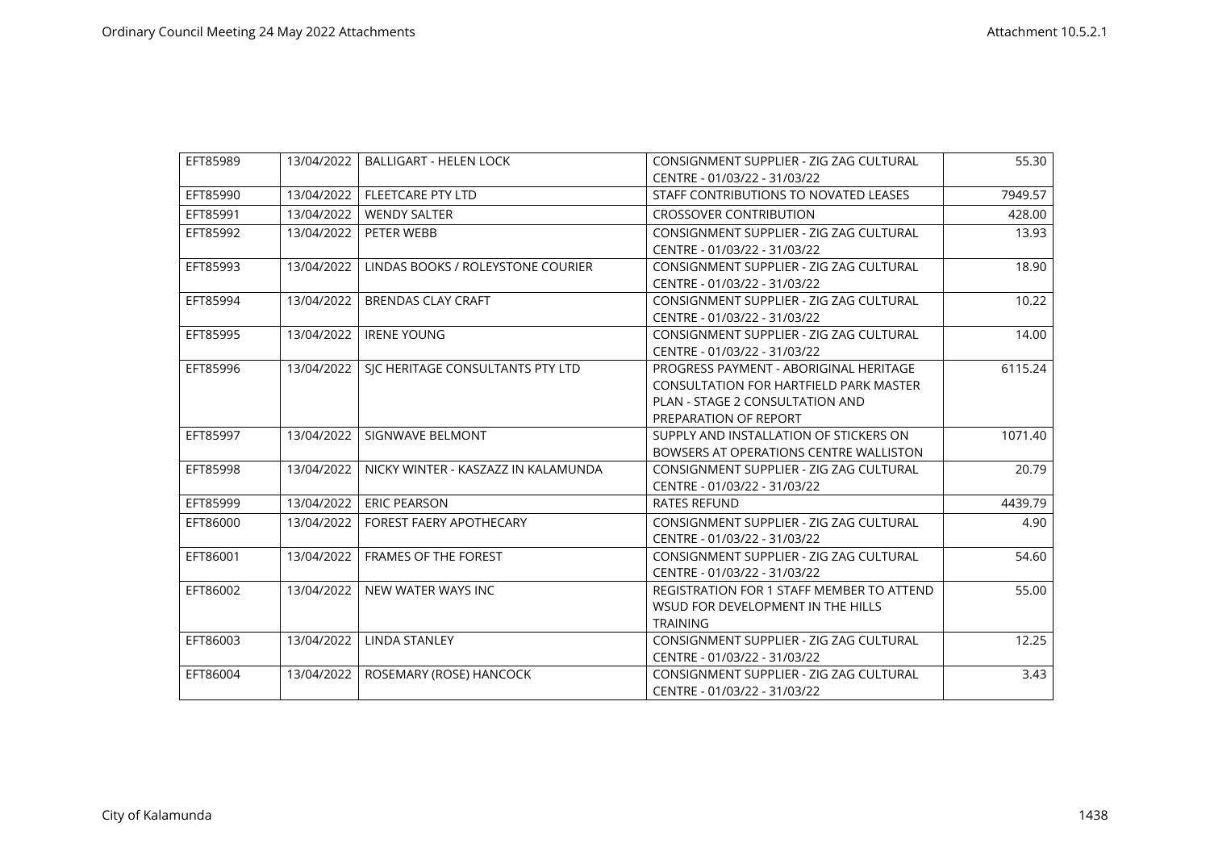| EFT85989 | 13/04/2022 | BALLIGART - HELEN LOCK | CONSIGNMENT SUPPLIER - ZIG ZAG CULTURAL CENTRE - 01/03/22 - 31/03/22 | 55.30 |
|---|---|---|---|---|
| EFT85990 | 13/04/2022 | FLEETCARE PTY LTD | STAFF CONTRIBUTIONS TO NOVATED LEASES | 7949.57 |
| EFT85991 | 13/04/2022 | WENDY SALTER | CROSSOVER CONTRIBUTION | 428.00 |
| EFT85992 | 13/04/2022 | PETER WEBB | CONSIGNMENT SUPPLIER - ZIG ZAG CULTURAL CENTRE - 01/03/22 - 31/03/22 | 13.93 |
| EFT85993 | 13/04/2022 | LINDAS BOOKS / ROLEYSTONE COURIER | CONSIGNMENT SUPPLIER - ZIG ZAG CULTURAL CENTRE - 01/03/22 - 31/03/22 | 18.90 |
| EFT85994 | 13/04/2022 | BRENDAS CLAY CRAFT | CONSIGNMENT SUPPLIER - ZIG ZAG CULTURAL CENTRE - 01/03/22 - 31/03/22 | 10.22 |
| EFT85995 | 13/04/2022 | IRENE YOUNG | CONSIGNMENT SUPPLIER - ZIG ZAG CULTURAL CENTRE - 01/03/22 - 31/03/22 | 14.00 |
| EFT85996 | 13/04/2022 | SJC HERITAGE CONSULTANTS PTY LTD | PROGRESS PAYMENT - ABORIGINAL HERITAGE CONSULTATION FOR HARTFIELD PARK MASTER PLAN - STAGE 2 CONSULTATION AND PREPARATION OF REPORT | 6115.24 |
| EFT85997 | 13/04/2022 | SIGNWAVE BELMONT | SUPPLY AND INSTALLATION OF STICKERS ON BOWSERS AT OPERATIONS CENTRE WALLISTON | 1071.40 |
| EFT85998 | 13/04/2022 | NICKY WINTER - KASZAZZ IN KALAMUNDA | CONSIGNMENT SUPPLIER - ZIG ZAG CULTURAL CENTRE - 01/03/22 - 31/03/22 | 20.79 |
| EFT85999 | 13/04/2022 | ERIC PEARSON | RATES REFUND | 4439.79 |
| EFT86000 | 13/04/2022 | FOREST FAERY APOTHECARY | CONSIGNMENT SUPPLIER - ZIG ZAG CULTURAL CENTRE - 01/03/22 - 31/03/22 | 4.90 |
| EFT86001 | 13/04/2022 | FRAMES OF THE FOREST | CONSIGNMENT SUPPLIER - ZIG ZAG CULTURAL CENTRE - 01/03/22 - 31/03/22 | 54.60 |
| EFT86002 | 13/04/2022 | NEW WATER WAYS INC | REGISTRATION FOR 1 STAFF MEMBER TO ATTEND WSUD FOR DEVELOPMENT IN THE HILLS TRAINING | 55.00 |
| EFT86003 | 13/04/2022 | LINDA STANLEY | CONSIGNMENT SUPPLIER - ZIG ZAG CULTURAL CENTRE - 01/03/22 - 31/03/22 | 12.25 |
| EFT86004 | 13/04/2022 | ROSEMARY (ROSE) HANCOCK | CONSIGNMENT SUPPLIER - ZIG ZAG CULTURAL CENTRE - 01/03/22 - 31/03/22 | 3.43 |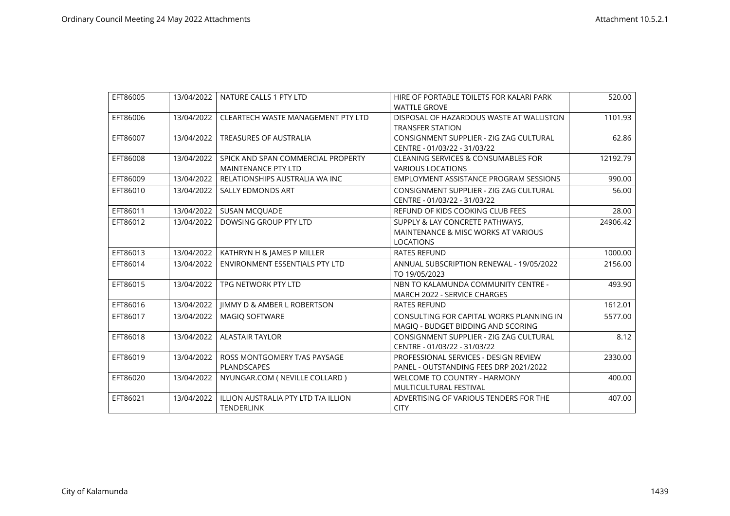| EFT86005 | 13/04/2022 | NATURE CALLS 1 PTY LTD | HIRE OF PORTABLE TOILETS FOR KALARI PARK WATTLE GROVE | 520.00 |
|---|---|---|---|---|
| EFT86006 | 13/04/2022 | CLEARTECH WASTE MANAGEMENT PTY LTD | DISPOSAL OF HAZARDOUS WASTE AT WALLISTON TRANSFER STATION | 1101.93 |
| EFT86007 | 13/04/2022 | TREASURES OF AUSTRALIA | CONSIGNMENT SUPPLIER - ZIG ZAG CULTURAL CENTRE - 01/03/22 - 31/03/22 | 62.86 |
| EFT86008 | 13/04/2022 | SPICK AND SPAN COMMERCIAL PROPERTY MAINTENANCE PTY LTD | CLEANING SERVICES & CONSUMABLES FOR VARIOUS LOCATIONS | 12192.79 |
| EFT86009 | 13/04/2022 | RELATIONSHIPS AUSTRALIA WA INC | EMPLOYMENT ASSISTANCE PROGRAM SESSIONS | 990.00 |
| EFT86010 | 13/04/2022 | SALLY EDMONDS ART | CONSIGNMENT SUPPLIER - ZIG ZAG CULTURAL CENTRE - 01/03/22 - 31/03/22 | 56.00 |
| EFT86011 | 13/04/2022 | SUSAN MCQUADE | REFUND OF KIDS COOKING CLUB FEES | 28.00 |
| EFT86012 | 13/04/2022 | DOWSING GROUP PTY LTD | SUPPLY & LAY CONCRETE PATHWAYS, MAINTENANCE & MISC WORKS AT VARIOUS LOCATIONS | 24906.42 |
| EFT86013 | 13/04/2022 | KATHRYN H & JAMES P MILLER | RATES REFUND | 1000.00 |
| EFT86014 | 13/04/2022 | ENVIRONMENT ESSENTIALS PTY LTD | ANNUAL SUBSCRIPTION RENEWAL - 19/05/2022 TO 19/05/2023 | 2156.00 |
| EFT86015 | 13/04/2022 | TPG NETWORK PTY LTD | NBN TO KALAMUNDA COMMUNITY CENTRE - MARCH 2022 - SERVICE CHARGES | 493.90 |
| EFT86016 | 13/04/2022 | JIMMY D & AMBER L ROBERTSON | RATES REFUND | 1612.01 |
| EFT86017 | 13/04/2022 | MAGIQ SOFTWARE | CONSULTING FOR CAPITAL WORKS PLANNING IN MAGIQ - BUDGET BIDDING AND SCORING | 5577.00 |
| EFT86018 | 13/04/2022 | ALASTAIR TAYLOR | CONSIGNMENT SUPPLIER - ZIG ZAG CULTURAL CENTRE - 01/03/22 - 31/03/22 | 8.12 |
| EFT86019 | 13/04/2022 | ROSS MONTGOMERY T/AS PAYSAGE PLANDSCAPES | PROFESSIONAL SERVICES - DESIGN REVIEW PANEL - OUTSTANDING FEES DRP 2021/2022 | 2330.00 |
| EFT86020 | 13/04/2022 | NYUNGAR.COM ( NEVILLE COLLARD ) | WELCOME TO COUNTRY - HARMONY MULTICULTURAL FESTIVAL | 400.00 |
| EFT86021 | 13/04/2022 | ILLION AUSTRALIA PTY LTD T/A ILLION TENDERLINK | ADVERTISING OF VARIOUS TENDERS FOR THE CITY | 407.00 |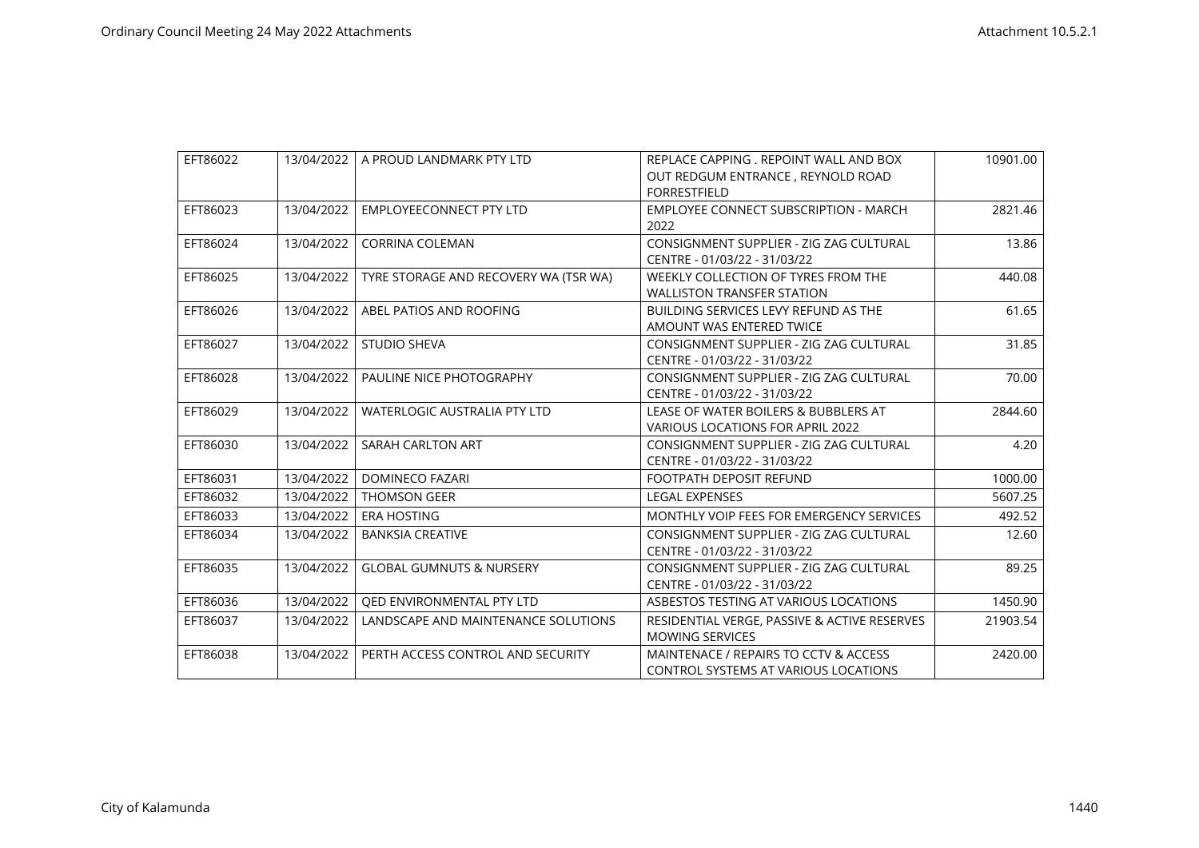| EFT86022 | 13/04/2022 | A PROUD LANDMARK PTY LTD | REPLACE CAPPING . REPOINT WALL AND BOX OUT REDGUM ENTRANCE , REYNOLD ROAD FORRESTFIELD | 10901.00 |
|---|---|---|---|---|
| EFT86023 | 13/04/2022 | EMPLOYEECONNECT PTY LTD | EMPLOYEE CONNECT SUBSCRIPTION - MARCH 2022 | 2821.46 |
| EFT86024 | 13/04/2022 | CORRINA COLEMAN | CONSIGNMENT SUPPLIER - ZIG ZAG CULTURAL CENTRE - 01/03/22 - 31/03/22 | 13.86 |
| EFT86025 | 13/04/2022 | TYRE STORAGE AND RECOVERY WA (TSR WA) | WEEKLY COLLECTION OF TYRES FROM THE WALLISTON TRANSFER STATION | 440.08 |
| EFT86026 | 13/04/2022 | ABEL PATIOS AND ROOFING | BUILDING SERVICES LEVY REFUND AS THE AMOUNT WAS ENTERED TWICE | 61.65 |
| EFT86027 | 13/04/2022 | STUDIO SHEVA | CONSIGNMENT SUPPLIER - ZIG ZAG CULTURAL CENTRE - 01/03/22 - 31/03/22 | 31.85 |
| EFT86028 | 13/04/2022 | PAULINE NICE PHOTOGRAPHY | CONSIGNMENT SUPPLIER - ZIG ZAG CULTURAL CENTRE - 01/03/22 - 31/03/22 | 70.00 |
| EFT86029 | 13/04/2022 | WATERLOGIC AUSTRALIA PTY LTD | LEASE OF WATER BOILERS & BUBBLERS AT VARIOUS LOCATIONS FOR APRIL 2022 | 2844.60 |
| EFT86030 | 13/04/2022 | SARAH CARLTON ART | CONSIGNMENT SUPPLIER - ZIG ZAG CULTURAL CENTRE - 01/03/22 - 31/03/22 | 4.20 |
| EFT86031 | 13/04/2022 | DOMINECO FAZARI | FOOTPATH DEPOSIT REFUND | 1000.00 |
| EFT86032 | 13/04/2022 | THOMSON GEER | LEGAL EXPENSES | 5607.25 |
| EFT86033 | 13/04/2022 | ERA HOSTING | MONTHLY VOIP FEES FOR EMERGENCY SERVICES | 492.52 |
| EFT86034 | 13/04/2022 | BANKSIA CREATIVE | CONSIGNMENT SUPPLIER - ZIG ZAG CULTURAL CENTRE - 01/03/22 - 31/03/22 | 12.60 |
| EFT86035 | 13/04/2022 | GLOBAL GUMNUTS & NURSERY | CONSIGNMENT SUPPLIER - ZIG ZAG CULTURAL CENTRE - 01/03/22 - 31/03/22 | 89.25 |
| EFT86036 | 13/04/2022 | QED ENVIRONMENTAL PTY LTD | ASBESTOS TESTING AT VARIOUS LOCATIONS | 1450.90 |
| EFT86037 | 13/04/2022 | LANDSCAPE AND MAINTENANCE SOLUTIONS | RESIDENTIAL VERGE, PASSIVE & ACTIVE RESERVES MOWING SERVICES | 21903.54 |
| EFT86038 | 13/04/2022 | PERTH ACCESS CONTROL AND SECURITY | MAINTENACE / REPAIRS TO CCTV & ACCESS CONTROL SYSTEMS AT VARIOUS LOCATIONS | 2420.00 |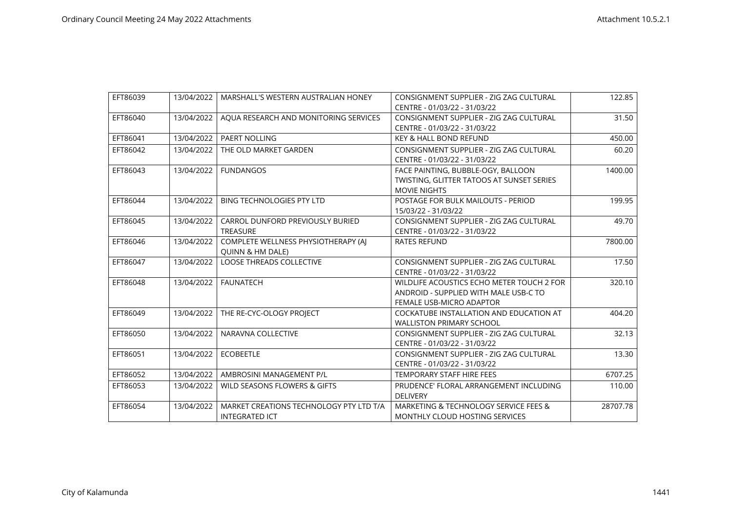| EFT86039 | 13/04/2022 | MARSHALL'S WESTERN AUSTRALIAN HONEY | CONSIGNMENT SUPPLIER - ZIG ZAG CULTURAL CENTRE - 01/03/22 - 31/03/22 | 122.85 |
|---|---|---|---|---|
| EFT86040 | 13/04/2022 | AQUA RESEARCH AND MONITORING SERVICES | CONSIGNMENT SUPPLIER - ZIG ZAG CULTURAL CENTRE - 01/03/22 - 31/03/22 | 31.50 |
| EFT86041 | 13/04/2022 | PAERT NOLLING | KEY & HALL BOND REFUND | 450.00 |
| EFT86042 | 13/04/2022 | THE OLD MARKET GARDEN | CONSIGNMENT SUPPLIER - ZIG ZAG CULTURAL CENTRE - 01/03/22 - 31/03/22 | 60.20 |
| EFT86043 | 13/04/2022 | FUNDANGOS | FACE PAINTING, BUBBLE-OGY, BALLOON TWISTING, GLITTER TATOOS AT SUNSET SERIES MOVIE NIGHTS | 1400.00 |
| EFT86044 | 13/04/2022 | BING TECHNOLOGIES PTY LTD | POSTAGE FOR BULK MAILOUTS - PERIOD 15/03/22 - 31/03/22 | 199.95 |
| EFT86045 | 13/04/2022 | CARROL DUNFORD PREVIOUSLY BURIED TREASURE | CONSIGNMENT SUPPLIER - ZIG ZAG CULTURAL CENTRE - 01/03/22 - 31/03/22 | 49.70 |
| EFT86046 | 13/04/2022 | COMPLETE WELLNESS PHYSIOTHERAPY (AJ QUINN & HM DALE) | RATES REFUND | 7800.00 |
| EFT86047 | 13/04/2022 | LOOSE THREADS COLLECTIVE | CONSIGNMENT SUPPLIER - ZIG ZAG CULTURAL CENTRE - 01/03/22 - 31/03/22 | 17.50 |
| EFT86048 | 13/04/2022 | FAUNATECH | WILDLIFE ACOUSTICS ECHO METER TOUCH 2 FOR ANDROID - SUPPLIED WITH MALE USB-C TO FEMALE USB-MICRO ADAPTOR | 320.10 |
| EFT86049 | 13/04/2022 | THE RE-CYC-OLOGY PROJECT | COCKATUBE INSTALLATION AND EDUCATION AT WALLISTON PRIMARY SCHOOL | 404.20 |
| EFT86050 | 13/04/2022 | NARAVNA COLLECTIVE | CONSIGNMENT SUPPLIER - ZIG ZAG CULTURAL CENTRE - 01/03/22 - 31/03/22 | 32.13 |
| EFT86051 | 13/04/2022 | ECOBEETLE | CONSIGNMENT SUPPLIER - ZIG ZAG CULTURAL CENTRE - 01/03/22 - 31/03/22 | 13.30 |
| EFT86052 | 13/04/2022 | AMBROSINI MANAGEMENT P/L | TEMPORARY STAFF HIRE FEES | 6707.25 |
| EFT86053 | 13/04/2022 | WILD SEASONS FLOWERS & GIFTS | PRUDENCE' FLORAL ARRANGEMENT INCLUDING DELIVERY | 110.00 |
| EFT86054 | 13/04/2022 | MARKET CREATIONS TECHNOLOGY PTY LTD T/A INTEGRATED ICT | MARKETING & TECHNOLOGY SERVICE FEES & MONTHLY CLOUD HOSTING SERVICES | 28707.78 |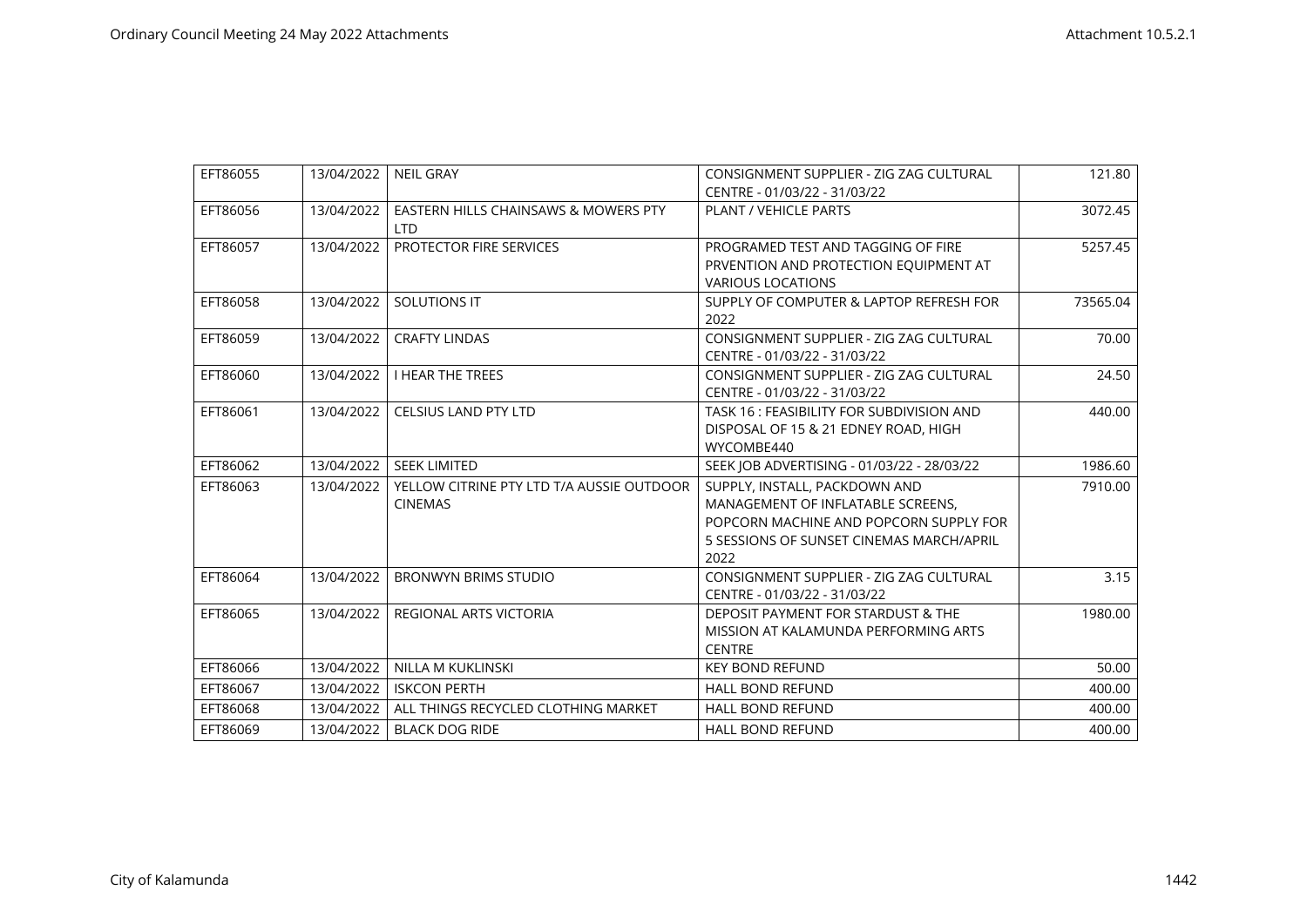| EFT86055 | 13/04/2022 | NEIL GRAY | CONSIGNMENT SUPPLIER - ZIG ZAG CULTURAL CENTRE - 01/03/22 - 31/03/22 | 121.80 |
|---|---|---|---|---|
| EFT86056 | 13/04/2022 | EASTERN HILLS CHAINSAWS & MOWERS PTY LTD | PLANT / VEHICLE PARTS | 3072.45 |
| EFT86057 | 13/04/2022 | PROTECTOR FIRE SERVICES | PROGRAMED TEST AND TAGGING OF FIRE PRVENTION AND PROTECTION EQUIPMENT AT VARIOUS LOCATIONS | 5257.45 |
| EFT86058 | 13/04/2022 | SOLUTIONS IT | SUPPLY OF COMPUTER & LAPTOP REFRESH FOR 2022 | 73565.04 |
| EFT86059 | 13/04/2022 | CRAFTY LINDAS | CONSIGNMENT SUPPLIER - ZIG ZAG CULTURAL CENTRE - 01/03/22 - 31/03/22 | 70.00 |
| EFT86060 | 13/04/2022 | I HEAR THE TREES | CONSIGNMENT SUPPLIER - ZIG ZAG CULTURAL CENTRE - 01/03/22 - 31/03/22 | 24.50 |
| EFT86061 | 13/04/2022 | CELSIUS LAND PTY LTD | TASK 16 : FEASIBILITY FOR SUBDIVISION AND DISPOSAL OF 15 & 21 EDNEY ROAD, HIGH WYCOMBE440 | 440.00 |
| EFT86062 | 13/04/2022 | SEEK LIMITED | SEEK JOB ADVERTISING - 01/03/22 - 28/03/22 | 1986.60 |
| EFT86063 | 13/04/2022 | YELLOW CITRINE PTY LTD T/A AUSSIE OUTDOOR CINEMAS | SUPPLY, INSTALL, PACKDOWN AND MANAGEMENT OF INFLATABLE SCREENS, POPCORN MACHINE AND POPCORN SUPPLY FOR 5 SESSIONS OF SUNSET CINEMAS MARCH/APRIL 2022 | 7910.00 |
| EFT86064 | 13/04/2022 | BRONWYN BRIMS STUDIO | CONSIGNMENT SUPPLIER - ZIG ZAG CULTURAL CENTRE - 01/03/22 - 31/03/22 | 3.15 |
| EFT86065 | 13/04/2022 | REGIONAL ARTS VICTORIA | DEPOSIT PAYMENT FOR STARDUST & THE MISSION AT KALAMUNDA PERFORMING ARTS CENTRE | 1980.00 |
| EFT86066 | 13/04/2022 | NILLA M KUKLINSKI | KEY BOND REFUND | 50.00 |
| EFT86067 | 13/04/2022 | ISKCON PERTH | HALL BOND REFUND | 400.00 |
| EFT86068 | 13/04/2022 | ALL THINGS RECYCLED CLOTHING MARKET | HALL BOND REFUND | 400.00 |
| EFT86069 | 13/04/2022 | BLACK DOG RIDE | HALL BOND REFUND | 400.00 |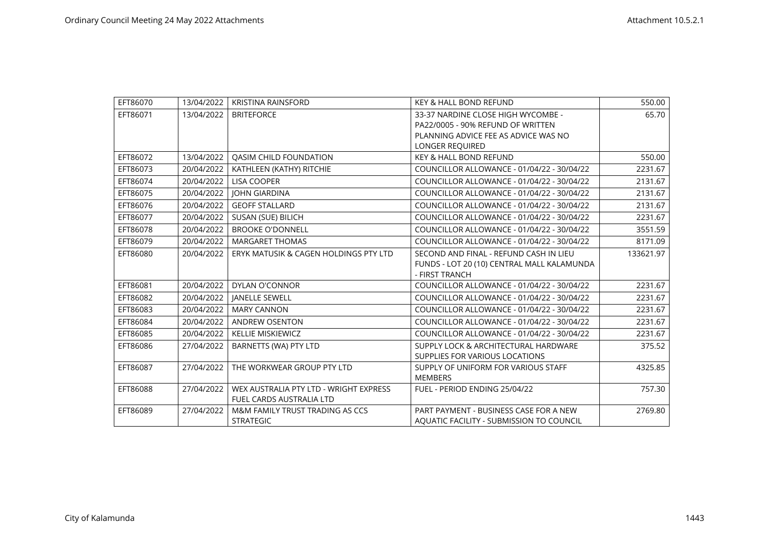| EFT86070 | 13/04/2022 | KRISTINA RAINSFORD | KEY & HALL BOND REFUND | 550.00 |
|---|---|---|---|---|
| EFT86071 | 13/04/2022 | BRITEFORCE | 33-37 NARDINE CLOSE HIGH WYCOMBE - PA22/0005 - 90% REFUND OF WRITTEN PLANNING ADVICE FEE AS ADVICE WAS NO LONGER REQUIRED | 65.70 |
| EFT86072 | 13/04/2022 | QASIM CHILD FOUNDATION | KEY & HALL BOND REFUND | 550.00 |
| EFT86073 | 20/04/2022 | KATHLEEN (KATHY) RITCHIE | COUNCILLOR ALLOWANCE - 01/04/22 - 30/04/22 | 2231.67 |
| EFT86074 | 20/04/2022 | LISA COOPER | COUNCILLOR ALLOWANCE - 01/04/22 - 30/04/22 | 2131.67 |
| EFT86075 | 20/04/2022 | JOHN GIARDINA | COUNCILLOR ALLOWANCE - 01/04/22 - 30/04/22 | 2131.67 |
| EFT86076 | 20/04/2022 | GEOFF STALLARD | COUNCILLOR ALLOWANCE - 01/04/22 - 30/04/22 | 2131.67 |
| EFT86077 | 20/04/2022 | SUSAN (SUE) BILICH | COUNCILLOR ALLOWANCE - 01/04/22 - 30/04/22 | 2231.67 |
| EFT86078 | 20/04/2022 | BROOKE O'DONNELL | COUNCILLOR ALLOWANCE - 01/04/22 - 30/04/22 | 3551.59 |
| EFT86079 | 20/04/2022 | MARGARET THOMAS | COUNCILLOR ALLOWANCE - 01/04/22 - 30/04/22 | 8171.09 |
| EFT86080 | 20/04/2022 | ERYK MATUSIK & CAGEN HOLDINGS PTY LTD | SECOND AND FINAL - REFUND CASH IN LIEU FUNDS - LOT 20 (10) CENTRAL MALL KALAMUNDA - FIRST TRANCH | 133621.97 |
| EFT86081 | 20/04/2022 | DYLAN O'CONNOR | COUNCILLOR ALLOWANCE - 01/04/22 - 30/04/22 | 2231.67 |
| EFT86082 | 20/04/2022 | JANELLE SEWELL | COUNCILLOR ALLOWANCE - 01/04/22 - 30/04/22 | 2231.67 |
| EFT86083 | 20/04/2022 | MARY CANNON | COUNCILLOR ALLOWANCE - 01/04/22 - 30/04/22 | 2231.67 |
| EFT86084 | 20/04/2022 | ANDREW OSENTON | COUNCILLOR ALLOWANCE - 01/04/22 - 30/04/22 | 2231.67 |
| EFT86085 | 20/04/2022 | KELLIE MISKIEWICZ | COUNCILLOR ALLOWANCE - 01/04/22 - 30/04/22 | 2231.67 |
| EFT86086 | 27/04/2022 | BARNETTS (WA) PTY LTD | SUPPLY LOCK & ARCHITECTURAL HARDWARE SUPPLIES FOR VARIOUS LOCATIONS | 375.52 |
| EFT86087 | 27/04/2022 | THE WORKWEAR GROUP PTY LTD | SUPPLY OF UNIFORM FOR VARIOUS STAFF MEMBERS | 4325.85 |
| EFT86088 | 27/04/2022 | WEX AUSTRALIA PTY LTD - WRIGHT EXPRESS FUEL CARDS AUSTRALIA LTD | FUEL - PERIOD ENDING 25/04/22 | 757.30 |
| EFT86089 | 27/04/2022 | M&M FAMILY TRUST TRADING AS CCS STRATEGIC | PART PAYMENT - BUSINESS CASE FOR A NEW AQUATIC FACILITY - SUBMISSION TO COUNCIL | 2769.80 |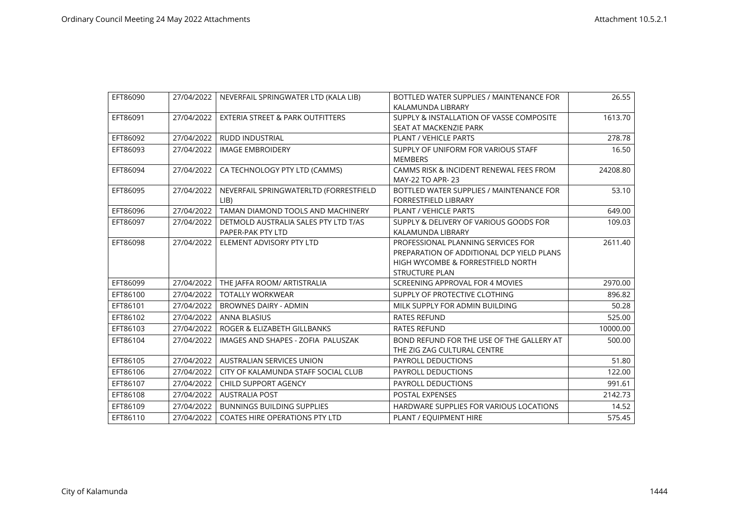| EFT86090 | 27/04/2022 | NEVERFAIL SPRINGWATER LTD (KALA LIB) | BOTTLED WATER SUPPLIES / MAINTENANCE FOR KALAMUNDA LIBRARY | 26.55 |
|---|---|---|---|---|
| EFT86091 | 27/04/2022 | EXTERIA STREET & PARK OUTFITTERS | SUPPLY & INSTALLATION OF VASSE COMPOSITE SEAT AT MACKENZIE PARK | 1613.70 |
| EFT86092 | 27/04/2022 | RUDD INDUSTRIAL | PLANT / VEHICLE PARTS | 278.78 |
| EFT86093 | 27/04/2022 | IMAGE EMBROIDERY | SUPPLY OF UNIFORM FOR VARIOUS STAFF MEMBERS | 16.50 |
| EFT86094 | 27/04/2022 | CA TECHNOLOGY PTY LTD (CAMMS) | CAMMS RISK & INCIDENT RENEWAL FEES FROM MAY-22 TO APR- 23 | 24208.80 |
| EFT86095 | 27/04/2022 | NEVERFAIL SPRINGWATERLTD (FORRESTFIELD LIB) | BOTTLED WATER SUPPLIES / MAINTENANCE FOR FORRESTFIELD LIBRARY | 53.10 |
| EFT86096 | 27/04/2022 | TAMAN DIAMOND TOOLS AND MACHINERY | PLANT / VEHICLE PARTS | 649.00 |
| EFT86097 | 27/04/2022 | DETMOLD AUSTRALIA SALES PTY LTD T/AS PAPER-PAK PTY LTD | SUPPLY & DELIVERY OF VARIOUS GOODS FOR KALAMUNDA LIBRARY | 109.03 |
| EFT86098 | 27/04/2022 | ELEMENT ADVISORY PTY LTD | PROFESSIONAL PLANNING SERVICES FOR PREPARATION OF ADDITIONAL DCP YIELD PLANS HIGH WYCOMBE & FORRESTFIELD NORTH STRUCTURE PLAN | 2611.40 |
| EFT86099 | 27/04/2022 | THE JAFFA ROOM/ ARTISTRALIA | SCREENING APPROVAL FOR 4 MOVIES | 2970.00 |
| EFT86100 | 27/04/2022 | TOTALLY WORKWEAR | SUPPLY OF PROTECTIVE CLOTHING | 896.82 |
| EFT86101 | 27/04/2022 | BROWNES DAIRY - ADMIN | MILK SUPPLY FOR ADMIN BUILDING | 50.28 |
| EFT86102 | 27/04/2022 | ANNA BLASIUS | RATES REFUND | 525.00 |
| EFT86103 | 27/04/2022 | ROGER & ELIZABETH GILLBANKS | RATES REFUND | 10000.00 |
| EFT86104 | 27/04/2022 | IMAGES AND SHAPES - ZOFIA PALUSZAK | BOND REFUND FOR THE USE OF THE GALLERY AT THE ZIG ZAG CULTURAL CENTRE | 500.00 |
| EFT86105 | 27/04/2022 | AUSTRALIAN SERVICES UNION | PAYROLL DEDUCTIONS | 51.80 |
| EFT86106 | 27/04/2022 | CITY OF KALAMUNDA STAFF SOCIAL CLUB | PAYROLL DEDUCTIONS | 122.00 |
| EFT86107 | 27/04/2022 | CHILD SUPPORT AGENCY | PAYROLL DEDUCTIONS | 991.61 |
| EFT86108 | 27/04/2022 | AUSTRALIA POST | POSTAL EXPENSES | 2142.73 |
| EFT86109 | 27/04/2022 | BUNNINGS BUILDING SUPPLIES | HARDWARE SUPPLIES FOR VARIOUS LOCATIONS | 14.52 |
| EFT86110 | 27/04/2022 | COATES HIRE OPERATIONS PTY LTD | PLANT / EQUIPMENT HIRE | 575.45 |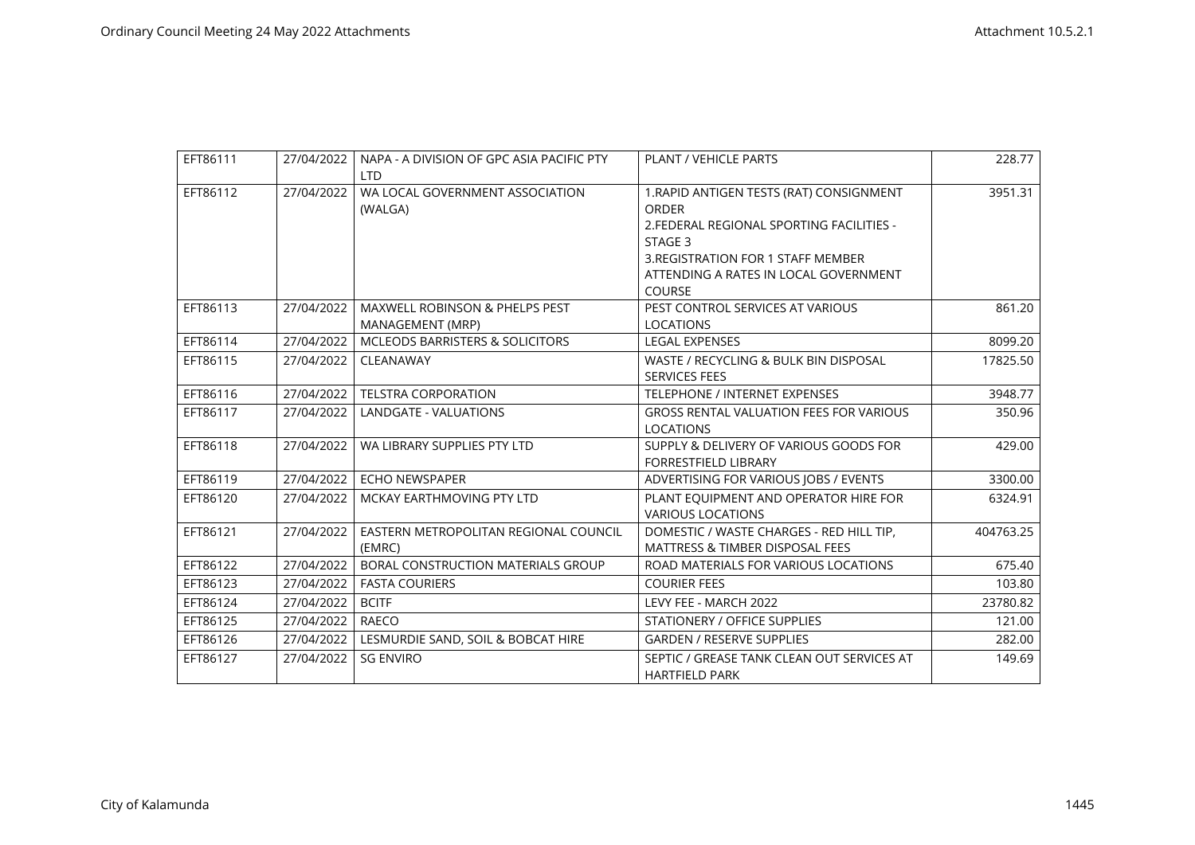| EFT86111 | 27/04/2022 | NAPA - A DIVISION OF GPC ASIA PACIFIC PTY LTD | PLANT / VEHICLE PARTS | 228.77 |
|---|---|---|---|---|
| EFT86112 | 27/04/2022 | WA LOCAL GOVERNMENT ASSOCIATION (WALGA) | 1.RAPID ANTIGEN TESTS (RAT) CONSIGNMENT ORDER<br>2.FEDERAL REGIONAL SPORTING FACILITIES - STAGE 3<br>3.REGISTRATION FOR 1 STAFF MEMBER ATTENDING A RATES IN LOCAL GOVERNMENT COURSE | 3951.31 |
| EFT86113 | 27/04/2022 | MAXWELL ROBINSON & PHELPS PEST MANAGEMENT (MRP) | PEST CONTROL SERVICES AT VARIOUS LOCATIONS | 861.20 |
| EFT86114 | 27/04/2022 | MCLEODS BARRISTERS & SOLICITORS | LEGAL EXPENSES | 8099.20 |
| EFT86115 | 27/04/2022 | CLEANAWAY | WASTE / RECYCLING & BULK BIN DISPOSAL SERVICES FEES | 17825.50 |
| EFT86116 | 27/04/2022 | TELSTRA CORPORATION | TELEPHONE / INTERNET EXPENSES | 3948.77 |
| EFT86117 | 27/04/2022 | LANDGATE - VALUATIONS | GROSS RENTAL VALUATION FEES FOR VARIOUS LOCATIONS | 350.96 |
| EFT86118 | 27/04/2022 | WA LIBRARY SUPPLIES PTY LTD | SUPPLY & DELIVERY OF VARIOUS GOODS FOR FORRESTFIELD LIBRARY | 429.00 |
| EFT86119 | 27/04/2022 | ECHO NEWSPAPER | ADVERTISING FOR VARIOUS JOBS / EVENTS | 3300.00 |
| EFT86120 | 27/04/2022 | MCKAY EARTHMOVING PTY LTD | PLANT EQUIPMENT AND OPERATOR HIRE FOR VARIOUS LOCATIONS | 6324.91 |
| EFT86121 | 27/04/2022 | EASTERN METROPOLITAN REGIONAL COUNCIL (EMRC) | DOMESTIC / WASTE CHARGES - RED HILL TIP, MATTRESS & TIMBER DISPOSAL FEES | 404763.25 |
| EFT86122 | 27/04/2022 | BORAL CONSTRUCTION MATERIALS GROUP | ROAD MATERIALS FOR VARIOUS LOCATIONS | 675.40 |
| EFT86123 | 27/04/2022 | FASTA COURIERS | COURIER FEES | 103.80 |
| EFT86124 | 27/04/2022 | BCITF | LEVY FEE - MARCH 2022 | 23780.82 |
| EFT86125 | 27/04/2022 | RAECO | STATIONERY / OFFICE SUPPLIES | 121.00 |
| EFT86126 | 27/04/2022 | LESMURDIE SAND, SOIL & BOBCAT HIRE | GARDEN / RESERVE SUPPLIES | 282.00 |
| EFT86127 | 27/04/2022 | SG ENVIRO | SEPTIC / GREASE TANK CLEAN OUT SERVICES AT HARTFIELD PARK | 149.69 |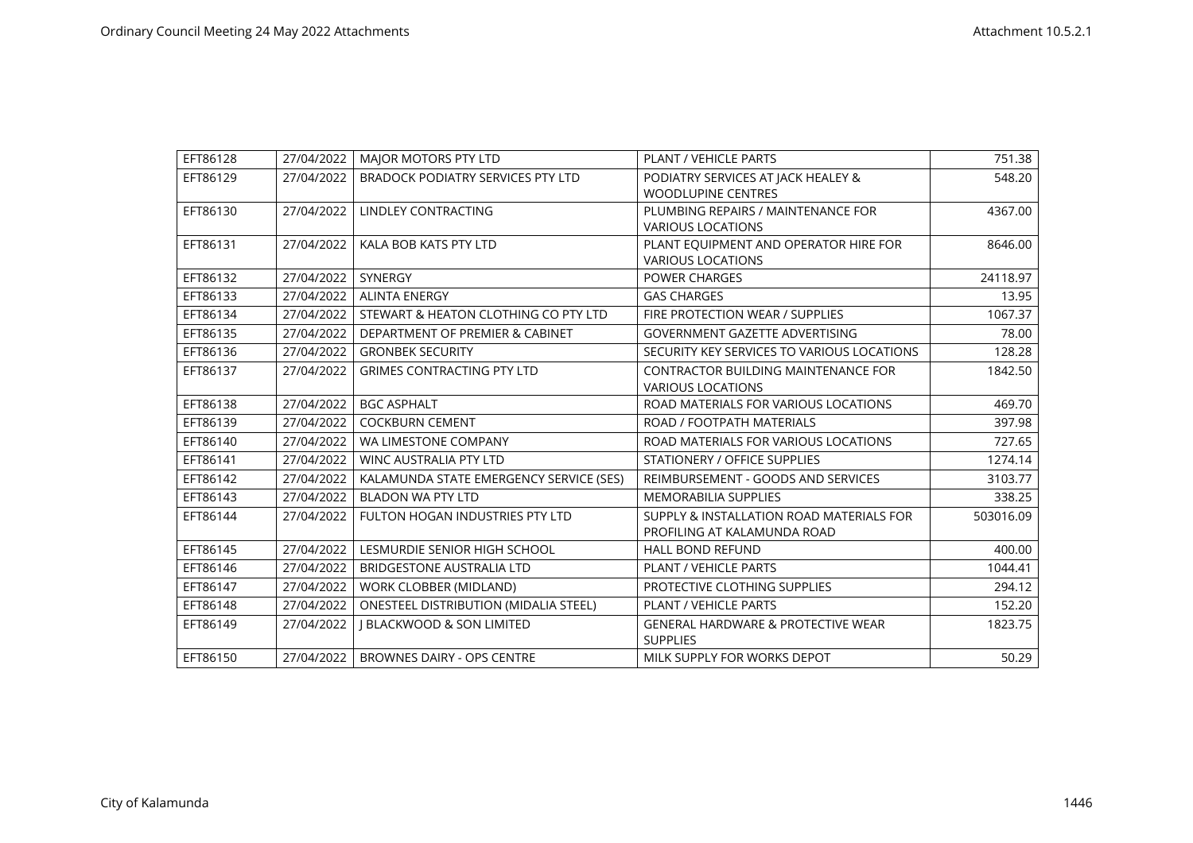| EFT86128 | 27/04/2022 | MAJOR MOTORS PTY LTD | PLANT / VEHICLE PARTS | 751.38 |
|---|---|---|---|---|
| EFT86129 | 27/04/2022 | BRADOCK PODIATRY SERVICES PTY LTD | PODIATRY SERVICES AT JACK HEALEY & WOODLUPINE CENTRES | 548.20 |
| EFT86130 | 27/04/2022 | LINDLEY CONTRACTING | PLUMBING REPAIRS / MAINTENANCE FOR VARIOUS LOCATIONS | 4367.00 |
| EFT86131 | 27/04/2022 | KALA BOB KATS PTY LTD | PLANT EQUIPMENT AND OPERATOR HIRE FOR VARIOUS LOCATIONS | 8646.00 |
| EFT86132 | 27/04/2022 | SYNERGY | POWER CHARGES | 24118.97 |
| EFT86133 | 27/04/2022 | ALINTA ENERGY | GAS CHARGES | 13.95 |
| EFT86134 | 27/04/2022 | STEWART & HEATON CLOTHING CO PTY LTD | FIRE PROTECTION WEAR / SUPPLIES | 1067.37 |
| EFT86135 | 27/04/2022 | DEPARTMENT OF PREMIER & CABINET | GOVERNMENT GAZETTE ADVERTISING | 78.00 |
| EFT86136 | 27/04/2022 | GRONBEK SECURITY | SECURITY KEY SERVICES TO VARIOUS LOCATIONS | 128.28 |
| EFT86137 | 27/04/2022 | GRIMES CONTRACTING PTY LTD | CONTRACTOR BUILDING MAINTENANCE FOR VARIOUS LOCATIONS | 1842.50 |
| EFT86138 | 27/04/2022 | BGC ASPHALT | ROAD MATERIALS FOR VARIOUS LOCATIONS | 469.70 |
| EFT86139 | 27/04/2022 | COCKBURN CEMENT | ROAD / FOOTPATH MATERIALS | 397.98 |
| EFT86140 | 27/04/2022 | WA LIMESTONE COMPANY | ROAD MATERIALS FOR VARIOUS LOCATIONS | 727.65 |
| EFT86141 | 27/04/2022 | WINC AUSTRALIA PTY LTD | STATIONERY / OFFICE SUPPLIES | 1274.14 |
| EFT86142 | 27/04/2022 | KALAMUNDA STATE EMERGENCY SERVICE (SES) | REIMBURSEMENT - GOODS AND SERVICES | 3103.77 |
| EFT86143 | 27/04/2022 | BLADON WA PTY LTD | MEMORABILIA SUPPLIES | 338.25 |
| EFT86144 | 27/04/2022 | FULTON HOGAN INDUSTRIES PTY LTD | SUPPLY & INSTALLATION ROAD MATERIALS FOR PROFILING AT KALAMUNDA ROAD | 503016.09 |
| EFT86145 | 27/04/2022 | LESMURDIE SENIOR HIGH SCHOOL | HALL BOND REFUND | 400.00 |
| EFT86146 | 27/04/2022 | BRIDGESTONE AUSTRALIA LTD | PLANT / VEHICLE PARTS | 1044.41 |
| EFT86147 | 27/04/2022 | WORK CLOBBER (MIDLAND) | PROTECTIVE CLOTHING SUPPLIES | 294.12 |
| EFT86148 | 27/04/2022 | ONESTEEL DISTRIBUTION (MIDALIA STEEL) | PLANT / VEHICLE PARTS | 152.20 |
| EFT86149 | 27/04/2022 | J BLACKWOOD & SON LIMITED | GENERAL HARDWARE & PROTECTIVE WEAR SUPPLIES | 1823.75 |
| EFT86150 | 27/04/2022 | BROWNES DAIRY - OPS CENTRE | MILK SUPPLY FOR WORKS DEPOT | 50.29 |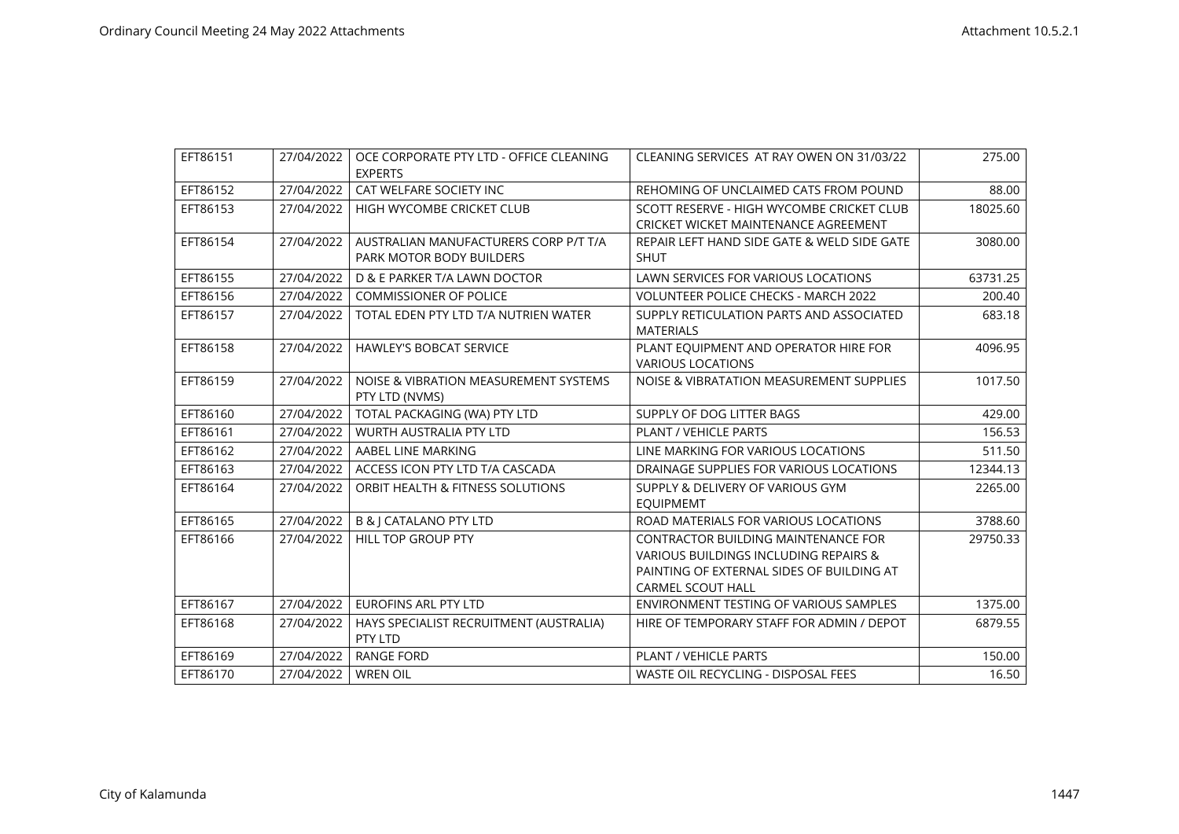| EFT86151 | 27/04/2022 | OCE CORPORATE PTY LTD - OFFICE CLEANING EXPERTS | CLEANING SERVICES AT RAY OWEN ON 31/03/22 | 275.00 |
|---|---|---|---|---|
| EFT86152 | 27/04/2022 | CAT WELFARE SOCIETY INC | REHOMING OF UNCLAIMED CATS FROM POUND | 88.00 |
| EFT86153 | 27/04/2022 | HIGH WYCOMBE CRICKET CLUB | SCOTT RESERVE - HIGH WYCOMBE CRICKET CLUB CRICKET WICKET MAINTENANCE AGREEMENT | 18025.60 |
| EFT86154 | 27/04/2022 | AUSTRALIAN MANUFACTURERS CORP P/T T/A PARK MOTOR BODY BUILDERS | REPAIR LEFT HAND SIDE GATE & WELD SIDE GATE SHUT | 3080.00 |
| EFT86155 | 27/04/2022 | D & E PARKER T/A LAWN DOCTOR | LAWN SERVICES FOR VARIOUS LOCATIONS | 63731.25 |
| EFT86156 | 27/04/2022 | COMMISSIONER OF POLICE | VOLUNTEER POLICE CHECKS - MARCH 2022 | 200.40 |
| EFT86157 | 27/04/2022 | TOTAL EDEN PTY LTD T/A NUTRIEN WATER | SUPPLY RETICULATION PARTS AND ASSOCIATED MATERIALS | 683.18 |
| EFT86158 | 27/04/2022 | HAWLEY'S BOBCAT SERVICE | PLANT EQUIPMENT AND OPERATOR HIRE FOR VARIOUS LOCATIONS | 4096.95 |
| EFT86159 | 27/04/2022 | NOISE & VIBRATION MEASUREMENT SYSTEMS PTY LTD (NVMS) | NOISE & VIBRATATION MEASUREMENT SUPPLIES | 1017.50 |
| EFT86160 | 27/04/2022 | TOTAL PACKAGING (WA) PTY LTD | SUPPLY OF DOG LITTER BAGS | 429.00 |
| EFT86161 | 27/04/2022 | WURTH AUSTRALIA PTY LTD | PLANT / VEHICLE PARTS | 156.53 |
| EFT86162 | 27/04/2022 | AABEL LINE MARKING | LINE MARKING FOR VARIOUS LOCATIONS | 511.50 |
| EFT86163 | 27/04/2022 | ACCESS ICON PTY LTD T/A CASCADA | DRAINAGE SUPPLIES FOR VARIOUS LOCATIONS | 12344.13 |
| EFT86164 | 27/04/2022 | ORBIT HEALTH & FITNESS SOLUTIONS | SUPPLY & DELIVERY OF VARIOUS GYM EQUIPMEMT | 2265.00 |
| EFT86165 | 27/04/2022 | B & J CATALANO PTY LTD | ROAD MATERIALS FOR VARIOUS LOCATIONS | 3788.60 |
| EFT86166 | 27/04/2022 | HILL TOP GROUP PTY | CONTRACTOR BUILDING MAINTENANCE FOR VARIOUS BUILDINGS INCLUDING REPAIRS & PAINTING OF EXTERNAL SIDES OF BUILDING AT CARMEL SCOUT HALL | 29750.33 |
| EFT86167 | 27/04/2022 | EUROFINS ARL PTY LTD | ENVIRONMENT TESTING OF VARIOUS SAMPLES | 1375.00 |
| EFT86168 | 27/04/2022 | HAYS SPECIALIST RECRUITMENT (AUSTRALIA) PTY LTD | HIRE OF TEMPORARY STAFF FOR ADMIN / DEPOT | 6879.55 |
| EFT86169 | 27/04/2022 | RANGE FORD | PLANT / VEHICLE PARTS | 150.00 |
| EFT86170 | 27/04/2022 | WREN OIL | WASTE OIL RECYCLING - DISPOSAL FEES | 16.50 |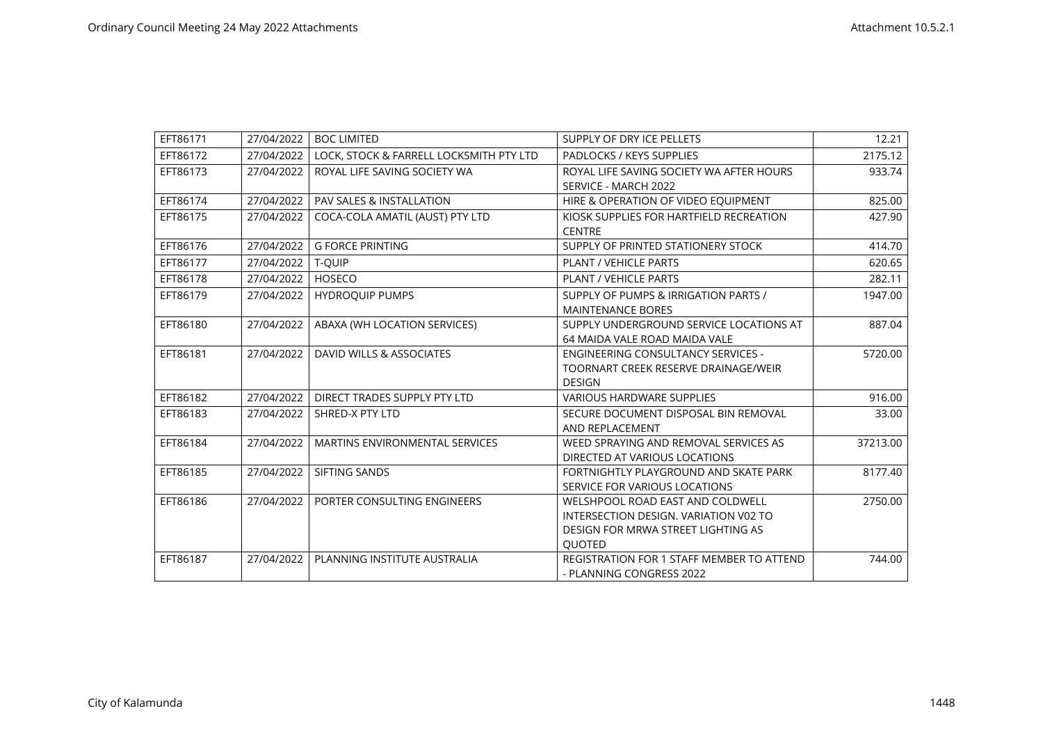| EFT86171 | 27/04/2022 | BOC LIMITED | SUPPLY OF DRY ICE PELLETS | 12.21 |
|---|---|---|---|---|
| EFT86172 | 27/04/2022 | LOCK, STOCK & FARRELL LOCKSMITH PTY LTD | PADLOCKS / KEYS SUPPLIES | 2175.12 |
| EFT86173 | 27/04/2022 | ROYAL LIFE SAVING SOCIETY WA | ROYAL LIFE SAVING SOCIETY WA AFTER HOURS SERVICE - MARCH 2022 | 933.74 |
| EFT86174 | 27/04/2022 | PAV SALES & INSTALLATION | HIRE & OPERATION OF VIDEO EQUIPMENT | 825.00 |
| EFT86175 | 27/04/2022 | COCA-COLA AMATIL (AUST) PTY LTD | KIOSK SUPPLIES FOR HARTFIELD RECREATION CENTRE | 427.90 |
| EFT86176 | 27/04/2022 | G FORCE PRINTING | SUPPLY OF PRINTED STATIONERY STOCK | 414.70 |
| EFT86177 | 27/04/2022 | T-QUIP | PLANT / VEHICLE PARTS | 620.65 |
| EFT86178 | 27/04/2022 | HOSECO | PLANT / VEHICLE PARTS | 282.11 |
| EFT86179 | 27/04/2022 | HYDROQUIP PUMPS | SUPPLY OF PUMPS & IRRIGATION PARTS / MAINTENANCE BORES | 1947.00 |
| EFT86180 | 27/04/2022 | ABAXA (WH LOCATION SERVICES) | SUPPLY UNDERGROUND SERVICE LOCATIONS AT 64 MAIDA VALE ROAD MAIDA VALE | 887.04 |
| EFT86181 | 27/04/2022 | DAVID WILLS & ASSOCIATES | ENGINEERING CONSULTANCY SERVICES - TOORNART CREEK RESERVE DRAINAGE/WEIR DESIGN | 5720.00 |
| EFT86182 | 27/04/2022 | DIRECT TRADES SUPPLY PTY LTD | VARIOUS HARDWARE SUPPLIES | 916.00 |
| EFT86183 | 27/04/2022 | SHRED-X PTY LTD | SECURE DOCUMENT DISPOSAL BIN REMOVAL AND REPLACEMENT | 33.00 |
| EFT86184 | 27/04/2022 | MARTINS ENVIRONMENTAL SERVICES | WEED SPRAYING AND REMOVAL SERVICES AS DIRECTED AT VARIOUS LOCATIONS | 37213.00 |
| EFT86185 | 27/04/2022 | SIFTING SANDS | FORTNIGHTLY PLAYGROUND AND SKATE PARK SERVICE FOR VARIOUS LOCATIONS | 8177.40 |
| EFT86186 | 27/04/2022 | PORTER CONSULTING ENGINEERS | WELSHPOOL ROAD EAST AND COLDWELL INTERSECTION DESIGN. VARIATION V02 TO DESIGN FOR MRWA STREET LIGHTING AS QUOTED | 2750.00 |
| EFT86187 | 27/04/2022 | PLANNING INSTITUTE AUSTRALIA | REGISTRATION FOR 1 STAFF MEMBER TO ATTEND - PLANNING CONGRESS 2022 | 744.00 |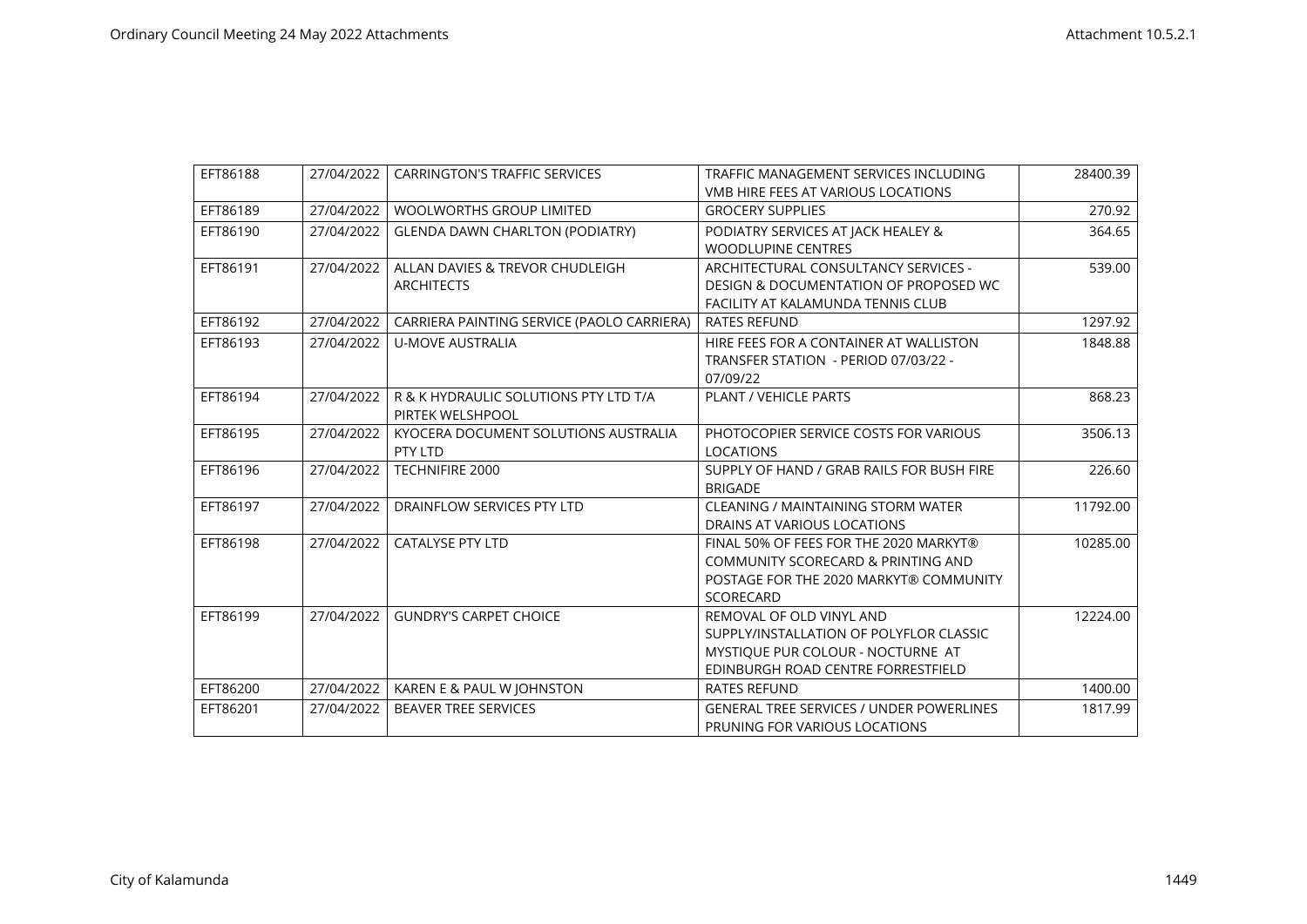| EFT86188 | 27/04/2022 | CARRINGTON'S TRAFFIC SERVICES | TRAFFIC MANAGEMENT SERVICES INCLUDING VMB HIRE FEES AT VARIOUS LOCATIONS | 28400.39 |
|---|---|---|---|---|
| EFT86189 | 27/04/2022 | WOOLWORTHS GROUP LIMITED | GROCERY SUPPLIES | 270.92 |
| EFT86190 | 27/04/2022 | GLENDA DAWN CHARLTON (PODIATRY) | PODIATRY SERVICES AT JACK HEALEY & WOODLUPINE CENTRES | 364.65 |
| EFT86191 | 27/04/2022 | ALLAN DAVIES & TREVOR CHUDLEIGH ARCHITECTS | ARCHITECTURAL CONSULTANCY SERVICES - DESIGN & DOCUMENTATION OF PROPOSED WC FACILITY AT KALAMUNDA TENNIS CLUB | 539.00 |
| EFT86192 | 27/04/2022 | CARRIERA PAINTING SERVICE (PAOLO CARRIERA) | RATES REFUND | 1297.92 |
| EFT86193 | 27/04/2022 | U-MOVE AUSTRALIA | HIRE FEES FOR A CONTAINER AT WALLISTON TRANSFER STATION - PERIOD 07/03/22 - 07/09/22 | 1848.88 |
| EFT86194 | 27/04/2022 | R & K HYDRAULIC SOLUTIONS PTY LTD T/A PIRTEK WELSHPOOL | PLANT / VEHICLE PARTS | 868.23 |
| EFT86195 | 27/04/2022 | KYOCERA DOCUMENT SOLUTIONS AUSTRALIA PTY LTD | PHOTOCOPIER SERVICE COSTS FOR VARIOUS LOCATIONS | 3506.13 |
| EFT86196 | 27/04/2022 | TECHNIFIRE 2000 | SUPPLY OF HAND / GRAB RAILS FOR BUSH FIRE BRIGADE | 226.60 |
| EFT86197 | 27/04/2022 | DRAINFLOW SERVICES PTY LTD | CLEANING / MAINTAINING STORM WATER DRAINS AT VARIOUS LOCATIONS | 11792.00 |
| EFT86198 | 27/04/2022 | CATALYSE PTY LTD | FINAL 50% OF FEES FOR THE 2020 MARKYT® COMMUNITY SCORECARD & PRINTING AND POSTAGE FOR THE 2020 MARKYT® COMMUNITY SCORECARD | 10285.00 |
| EFT86199 | 27/04/2022 | GUNDRY'S CARPET CHOICE | REMOVAL OF OLD VINYL AND SUPPLY/INSTALLATION OF POLYFLOR CLASSIC MYSTIQUE PUR COLOUR - NOCTURNE AT EDINBURGH ROAD CENTRE FORRESTFIELD | 12224.00 |
| EFT86200 | 27/04/2022 | KAREN E & PAUL W JOHNSTON | RATES REFUND | 1400.00 |
| EFT86201 | 27/04/2022 | BEAVER TREE SERVICES | GENERAL TREE SERVICES / UNDER POWERLINES PRUNING FOR VARIOUS LOCATIONS | 1817.99 |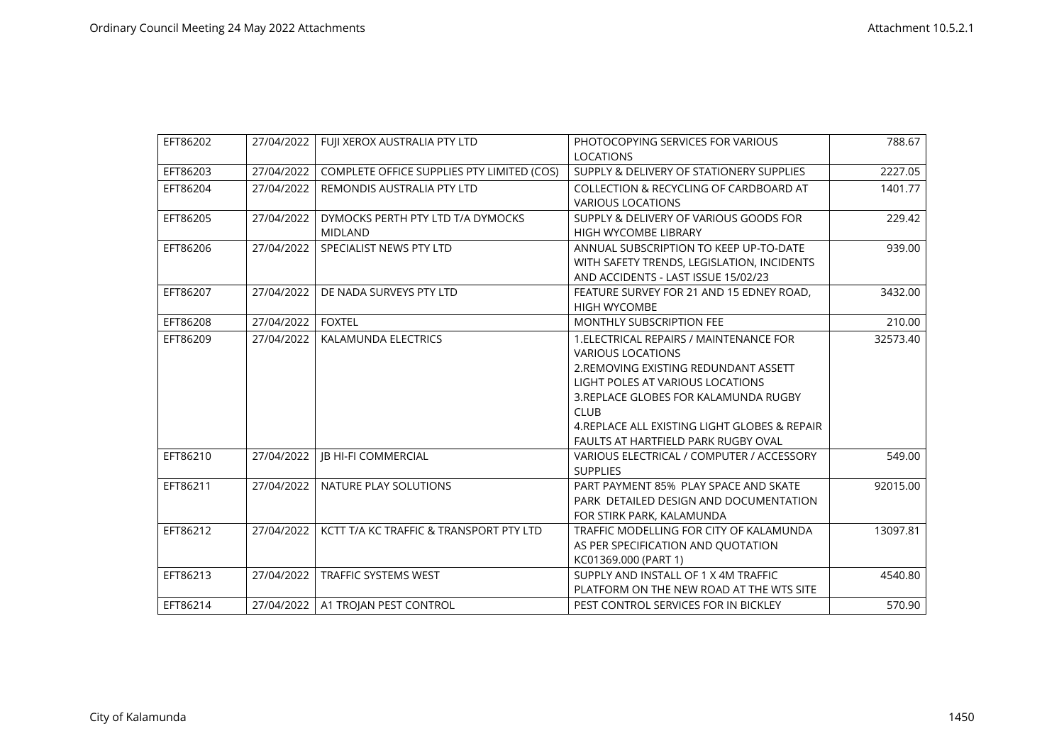| EFT86202 | 27/04/2022 | FUJI XEROX AUSTRALIA PTY LTD | PHOTOCOPYING SERVICES FOR VARIOUS LOCATIONS | 788.67 |
|---|---|---|---|---|
| EFT86203 | 27/04/2022 | COMPLETE OFFICE SUPPLIES PTY LIMITED (COS) | SUPPLY & DELIVERY OF STATIONERY SUPPLIES | 2227.05 |
| EFT86204 | 27/04/2022 | REMONDIS AUSTRALIA PTY LTD | COLLECTION & RECYCLING OF CARDBOARD AT VARIOUS LOCATIONS | 1401.77 |
| EFT86205 | 27/04/2022 | DYMOCKS PERTH PTY LTD T/A DYMOCKS MIDLAND | SUPPLY & DELIVERY OF VARIOUS GOODS FOR HIGH WYCOMBE LIBRARY | 229.42 |
| EFT86206 | 27/04/2022 | SPECIALIST NEWS PTY LTD | ANNUAL SUBSCRIPTION TO KEEP UP-TO-DATE WITH SAFETY TRENDS, LEGISLATION, INCIDENTS AND ACCIDENTS - LAST ISSUE 15/02/23 | 939.00 |
| EFT86207 | 27/04/2022 | DE NADA SURVEYS PTY LTD | FEATURE SURVEY FOR 21 AND 15 EDNEY ROAD, HIGH WYCOMBE | 3432.00 |
| EFT86208 | 27/04/2022 | FOXTEL | MONTHLY SUBSCRIPTION FEE | 210.00 |
| EFT86209 | 27/04/2022 | KALAMUNDA ELECTRICS | 1.ELECTRICAL REPAIRS / MAINTENANCE FOR VARIOUS LOCATIONS<br>2.REMOVING EXISTING REDUNDANT ASSETT LIGHT POLES AT VARIOUS LOCATIONS<br>3.REPLACE GLOBES FOR KALAMUNDA RUGBY CLUB<br>4.REPLACE ALL EXISTING LIGHT GLOBES & REPAIR FAULTS AT HARTFIELD PARK RUGBY OVAL | 32573.40 |
| EFT86210 | 27/04/2022 | JB HI-FI COMMERCIAL | VARIOUS ELECTRICAL / COMPUTER / ACCESSORY SUPPLIES | 549.00 |
| EFT86211 | 27/04/2022 | NATURE PLAY SOLUTIONS | PART PAYMENT 85% PLAY SPACE AND SKATE PARK DETAILED DESIGN AND DOCUMENTATION FOR STIRK PARK, KALAMUNDA | 92015.00 |
| EFT86212 | 27/04/2022 | KCTT T/A KC TRAFFIC & TRANSPORT PTY LTD | TRAFFIC MODELLING FOR CITY OF KALAMUNDA AS PER SPECIFICATION AND QUOTATION KC01369.000 (PART 1) | 13097.81 |
| EFT86213 | 27/04/2022 | TRAFFIC SYSTEMS WEST | SUPPLY AND INSTALL OF 1 X 4M TRAFFIC PLATFORM ON THE NEW ROAD AT THE WTS SITE | 4540.80 |
| EFT86214 | 27/04/2022 | A1 TROJAN PEST CONTROL | PEST CONTROL SERVICES FOR IN BICKLEY | 570.90 |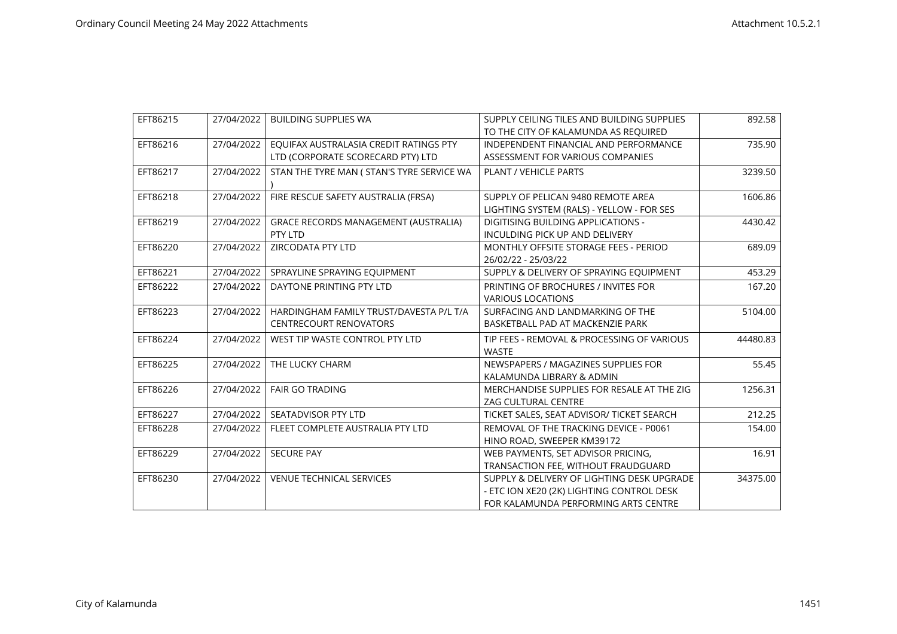| EFT86215 | 27/04/2022 | BUILDING SUPPLIES WA | SUPPLY CEILING TILES AND BUILDING SUPPLIES TO THE CITY OF KALAMUNDA AS REQUIRED | 892.58 |
|---|---|---|---|---|
| EFT86216 | 27/04/2022 | EQUIFAX AUSTRALASIA CREDIT RATINGS PTY LTD (CORPORATE SCORECARD PTY) LTD | INDEPENDENT FINANCIAL AND PERFORMANCE ASSESSMENT FOR VARIOUS COMPANIES | 735.90 |
| EFT86217 | 27/04/2022 | STAN THE TYRE MAN ( STAN'S TYRE SERVICE WA ) | PLANT / VEHICLE PARTS | 3239.50 |
| EFT86218 | 27/04/2022 | FIRE RESCUE SAFETY AUSTRALIA (FRSA) | SUPPLY OF PELICAN 9480 REMOTE AREA LIGHTING SYSTEM (RALS) - YELLOW - FOR SES | 1606.86 |
| EFT86219 | 27/04/2022 | GRACE RECORDS MANAGEMENT (AUSTRALIA) PTY LTD | DIGITISING BUILDING APPLICATIONS - INCULDING PICK UP AND DELIVERY | 4430.42 |
| EFT86220 | 27/04/2022 | ZIRCODATA PTY LTD | MONTHLY OFFSITE STORAGE FEES - PERIOD 26/02/22 - 25/03/22 | 689.09 |
| EFT86221 | 27/04/2022 | SPRAYLINE SPRAYING EQUIPMENT | SUPPLY & DELIVERY OF SPRAYING EQUIPMENT | 453.29 |
| EFT86222 | 27/04/2022 | DAYTONE PRINTING PTY LTD | PRINTING OF BROCHURES / INVITES FOR VARIOUS LOCATIONS | 167.20 |
| EFT86223 | 27/04/2022 | HARDINGHAM FAMILY TRUST/DAVESTA P/L T/A CENTRECOURT RENOVATORS | SURFACING AND LANDMARKING OF THE BASKETBALL PAD AT MACKENZIE PARK | 5104.00 |
| EFT86224 | 27/04/2022 | WEST TIP WASTE CONTROL PTY LTD | TIP FEES - REMOVAL & PROCESSING OF VARIOUS WASTE | 44480.83 |
| EFT86225 | 27/04/2022 | THE LUCKY CHARM | NEWSPAPERS / MAGAZINES SUPPLIES FOR KALAMUNDA LIBRARY & ADMIN | 55.45 |
| EFT86226 | 27/04/2022 | FAIR GO TRADING | MERCHANDISE SUPPLIES FOR RESALE AT THE ZIG ZAG CULTURAL CENTRE | 1256.31 |
| EFT86227 | 27/04/2022 | SEATADVISOR PTY LTD | TICKET SALES, SEAT ADVISOR/ TICKET SEARCH | 212.25 |
| EFT86228 | 27/04/2022 | FLEET COMPLETE AUSTRALIA PTY LTD | REMOVAL OF THE TRACKING DEVICE - P0061 HINO ROAD, SWEEPER KM39172 | 154.00 |
| EFT86229 | 27/04/2022 | SECURE PAY | WEB PAYMENTS, SET ADVISOR PRICING, TRANSACTION FEE, WITHOUT FRAUDGUARD | 16.91 |
| EFT86230 | 27/04/2022 | VENUE TECHNICAL SERVICES | SUPPLY & DELIVERY OF LIGHTING DESK UPGRADE - ETC ION XE20 (2K) LIGHTING CONTROL DESK FOR KALAMUNDA PERFORMING ARTS CENTRE | 34375.00 |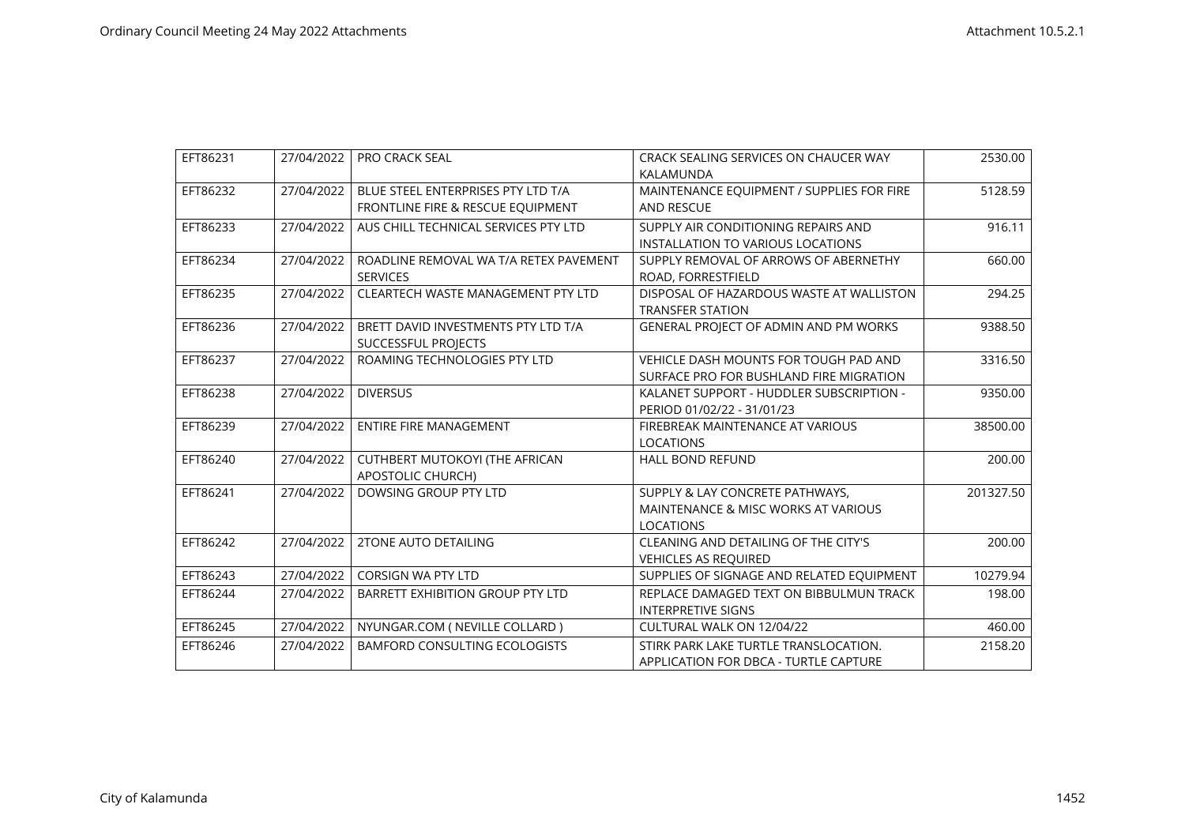| EFT86231 | 27/04/2022 | PRO CRACK SEAL | CRACK SEALING SERVICES ON CHAUCER WAY KALAMUNDA | 2530.00 |
|---|---|---|---|---|
| EFT86232 | 27/04/2022 | BLUE STEEL ENTERPRISES PTY LTD T/A FRONTLINE FIRE & RESCUE EQUIPMENT | MAINTENANCE EQUIPMENT / SUPPLIES FOR FIRE AND RESCUE | 5128.59 |
| EFT86233 | 27/04/2022 | AUS CHILL TECHNICAL SERVICES PTY LTD | SUPPLY AIR CONDITIONING REPAIRS AND INSTALLATION TO VARIOUS LOCATIONS | 916.11 |
| EFT86234 | 27/04/2022 | ROADLINE REMOVAL WA T/A RETEX PAVEMENT SERVICES | SUPPLY REMOVAL OF ARROWS OF ABERNETHY ROAD, FORRESTFIELD | 660.00 |
| EFT86235 | 27/04/2022 | CLEARTECH WASTE MANAGEMENT PTY LTD | DISPOSAL OF HAZARDOUS WASTE AT WALLISTON TRANSFER STATION | 294.25 |
| EFT86236 | 27/04/2022 | BRETT DAVID INVESTMENTS PTY LTD T/A SUCCESSFUL PROJECTS | GENERAL PROJECT OF ADMIN AND PM WORKS | 9388.50 |
| EFT86237 | 27/04/2022 | ROAMING TECHNOLOGIES PTY LTD | VEHICLE DASH MOUNTS FOR TOUGH PAD AND SURFACE PRO FOR BUSHLAND FIRE MIGRATION | 3316.50 |
| EFT86238 | 27/04/2022 | DIVERSUS | KALANET SUPPORT - HUDDLER SUBSCRIPTION - PERIOD 01/02/22 - 31/01/23 | 9350.00 |
| EFT86239 | 27/04/2022 | ENTIRE FIRE MANAGEMENT | FIREBREAK MAINTENANCE AT VARIOUS LOCATIONS | 38500.00 |
| EFT86240 | 27/04/2022 | CUTHBERT MUTOKOYI (THE AFRICAN APOSTOLIC CHURCH) | HALL BOND REFUND | 200.00 |
| EFT86241 | 27/04/2022 | DOWSING GROUP PTY LTD | SUPPLY & LAY CONCRETE PATHWAYS, MAINTENANCE & MISC WORKS AT VARIOUS LOCATIONS | 201327.50 |
| EFT86242 | 27/04/2022 | 2TONE AUTO DETAILING | CLEANING AND DETAILING OF THE CITY'S VEHICLES AS REQUIRED | 200.00 |
| EFT86243 | 27/04/2022 | CORSIGN WA PTY LTD | SUPPLIES OF SIGNAGE AND RELATED EQUIPMENT | 10279.94 |
| EFT86244 | 27/04/2022 | BARRETT EXHIBITION GROUP PTY LTD | REPLACE DAMAGED TEXT ON BIBBULMUN TRACK INTERPRETIVE SIGNS | 198.00 |
| EFT86245 | 27/04/2022 | NYUNGAR.COM ( NEVILLE COLLARD ) | CULTURAL WALK ON 12/04/22 | 460.00 |
| EFT86246 | 27/04/2022 | BAMFORD CONSULTING ECOLOGISTS | STIRK PARK LAKE TURTLE TRANSLOCATION. APPLICATION FOR DBCA - TURTLE CAPTURE | 2158.20 |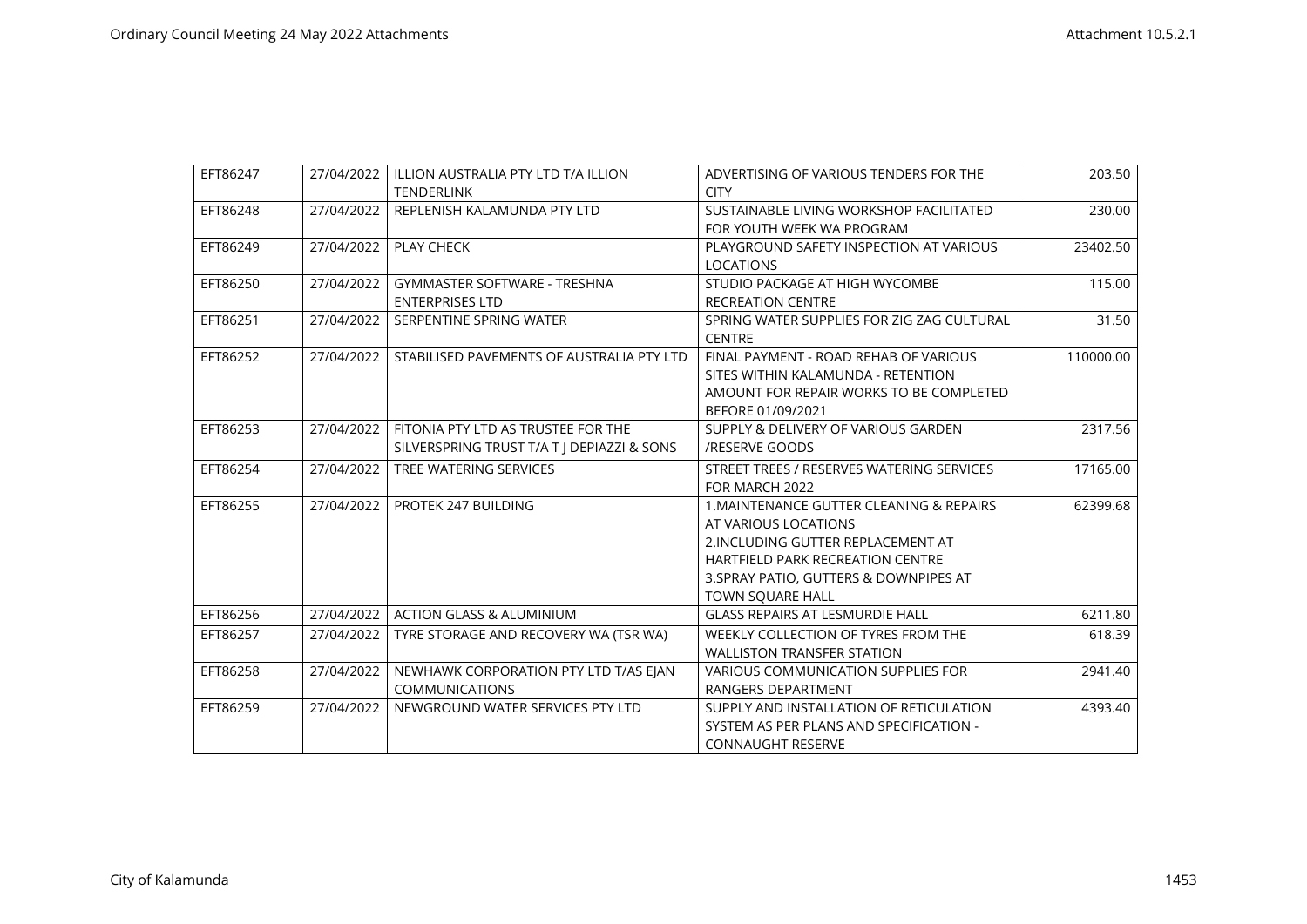| EFT86247 | 27/04/2022 | ILLION AUSTRALIA PTY LTD T/A ILLION TENDERLINK | ADVERTISING OF VARIOUS TENDERS FOR THE CITY | 203.50 |
|---|---|---|---|---|
| EFT86248 | 27/04/2022 | REPLENISH KALAMUNDA PTY LTD | SUSTAINABLE LIVING WORKSHOP FACILITATED FOR YOUTH WEEK WA PROGRAM | 230.00 |
| EFT86249 | 27/04/2022 | PLAY CHECK | PLAYGROUND SAFETY INSPECTION AT VARIOUS LOCATIONS | 23402.50 |
| EFT86250 | 27/04/2022 | GYMMASTER SOFTWARE - TRESHNA ENTERPRISES LTD | STUDIO PACKAGE AT HIGH WYCOMBE RECREATION CENTRE | 115.00 |
| EFT86251 | 27/04/2022 | SERPENTINE SPRING WATER | SPRING WATER SUPPLIES FOR ZIG ZAG CULTURAL CENTRE | 31.50 |
| EFT86252 | 27/04/2022 | STABILISED PAVEMENTS OF AUSTRALIA PTY LTD | FINAL PAYMENT - ROAD REHAB OF VARIOUS SITES WITHIN KALAMUNDA - RETENTION AMOUNT FOR REPAIR WORKS TO BE COMPLETED BEFORE 01/09/2021 | 110000.00 |
| EFT86253 | 27/04/2022 | FITONIA PTY LTD AS TRUSTEE FOR THE SILVERSPRING TRUST T/A T J DEPIAZZI & SONS | SUPPLY & DELIVERY OF VARIOUS GARDEN /RESERVE GOODS | 2317.56 |
| EFT86254 | 27/04/2022 | TREE WATERING SERVICES | STREET TREES / RESERVES WATERING SERVICES FOR MARCH 2022 | 17165.00 |
| EFT86255 | 27/04/2022 | PROTEK 247 BUILDING | 1.MAINTENANCE GUTTER CLEANING & REPAIRS AT VARIOUS LOCATIONS 2.INCLUDING GUTTER REPLACEMENT AT HARTFIELD PARK RECREATION CENTRE 3.SPRAY PATIO, GUTTERS & DOWNPIPES AT TOWN SQUARE HALL | 62399.68 |
| EFT86256 | 27/04/2022 | ACTION GLASS & ALUMINIUM | GLASS REPAIRS AT LESMURDIE HALL | 6211.80 |
| EFT86257 | 27/04/2022 | TYRE STORAGE AND RECOVERY WA (TSR WA) | WEEKLY COLLECTION OF TYRES FROM THE WALLISTON TRANSFER STATION | 618.39 |
| EFT86258 | 27/04/2022 | NEWHAWK CORPORATION PTY LTD T/AS EJAN COMMUNICATIONS | VARIOUS COMMUNICATION SUPPLIES FOR RANGERS DEPARTMENT | 2941.40 |
| EFT86259 | 27/04/2022 | NEWGROUND WATER SERVICES PTY LTD | SUPPLY AND INSTALLATION OF RETICULATION SYSTEM AS PER PLANS AND SPECIFICATION - CONNAUGHT RESERVE | 4393.40 |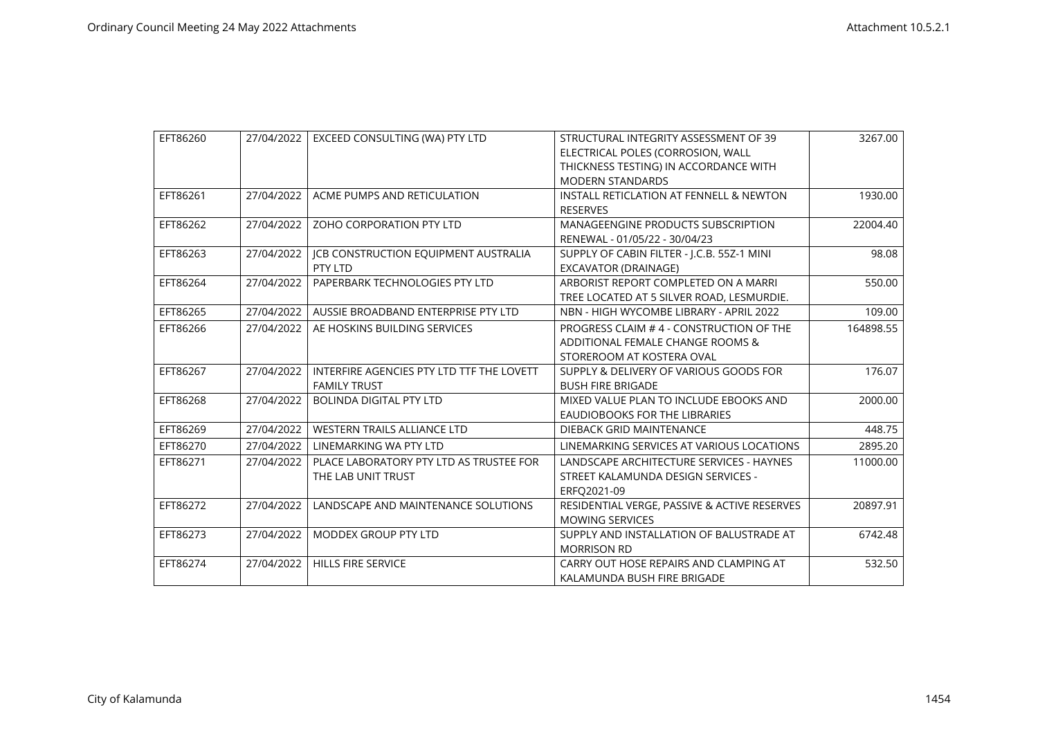| EFT86260 | 27/04/2022 | EXCEED CONSULTING (WA) PTY LTD | STRUCTURAL INTEGRITY ASSESSMENT OF 39 ELECTRICAL POLES (CORROSION, WALL THICKNESS TESTING) IN ACCORDANCE WITH MODERN STANDARDS | 3267.00 |
|---|---|---|---|---|
| EFT86261 | 27/04/2022 | ACME PUMPS AND RETICULATION | INSTALL RETICLATION AT FENNELL & NEWTON RESERVES | 1930.00 |
| EFT86262 | 27/04/2022 | ZOHO CORPORATION PTY LTD | MANAGEENGINE PRODUCTS SUBSCRIPTION RENEWAL - 01/05/22 - 30/04/23 | 22004.40 |
| EFT86263 | 27/04/2022 | JCB CONSTRUCTION EQUIPMENT AUSTRALIA PTY LTD | SUPPLY OF CABIN FILTER - J.C.B. 55Z-1 MINI EXCAVATOR (DRAINAGE) | 98.08 |
| EFT86264 | 27/04/2022 | PAPERBARK TECHNOLOGIES PTY LTD | ARBORIST REPORT COMPLETED ON A MARRI TREE LOCATED AT 5 SILVER ROAD, LESMURDIE. | 550.00 |
| EFT86265 | 27/04/2022 | AUSSIE BROADBAND ENTERPRISE PTY LTD | NBN - HIGH WYCOMBE LIBRARY - APRIL 2022 | 109.00 |
| EFT86266 | 27/04/2022 | AE HOSKINS BUILDING SERVICES | PROGRESS CLAIM # 4 - CONSTRUCTION OF THE ADDITIONAL FEMALE CHANGE ROOMS & STOREROOM AT KOSTERA OVAL | 164898.55 |
| EFT86267 | 27/04/2022 | INTERFIRE AGENCIES PTY LTD TTF THE LOVETT FAMILY TRUST | SUPPLY & DELIVERY OF VARIOUS GOODS FOR BUSH FIRE BRIGADE | 176.07 |
| EFT86268 | 27/04/2022 | BOLINDA DIGITAL PTY LTD | MIXED VALUE PLAN TO INCLUDE EBOOKS AND EAUDIOBOOKS FOR THE LIBRARIES | 2000.00 |
| EFT86269 | 27/04/2022 | WESTERN TRAILS ALLIANCE LTD | DIEBACK GRID MAINTENANCE | 448.75 |
| EFT86270 | 27/04/2022 | LINEMARKING WA PTY LTD | LINEMARKING SERVICES AT VARIOUS LOCATIONS | 2895.20 |
| EFT86271 | 27/04/2022 | PLACE LABORATORY PTY LTD AS TRUSTEE FOR THE LAB UNIT TRUST | LANDSCAPE ARCHITECTURE SERVICES - HAYNES STREET KALAMUNDA DESIGN SERVICES - ERFQ2021-09 | 11000.00 |
| EFT86272 | 27/04/2022 | LANDSCAPE AND MAINTENANCE SOLUTIONS | RESIDENTIAL VERGE, PASSIVE & ACTIVE RESERVES MOWING SERVICES | 20897.91 |
| EFT86273 | 27/04/2022 | MODDEX GROUP PTY LTD | SUPPLY AND INSTALLATION OF BALUSTRADE AT MORRISON RD | 6742.48 |
| EFT86274 | 27/04/2022 | HILLS FIRE SERVICE | CARRY OUT HOSE REPAIRS AND CLAMPING AT KALAMUNDA BUSH FIRE BRIGADE | 532.50 |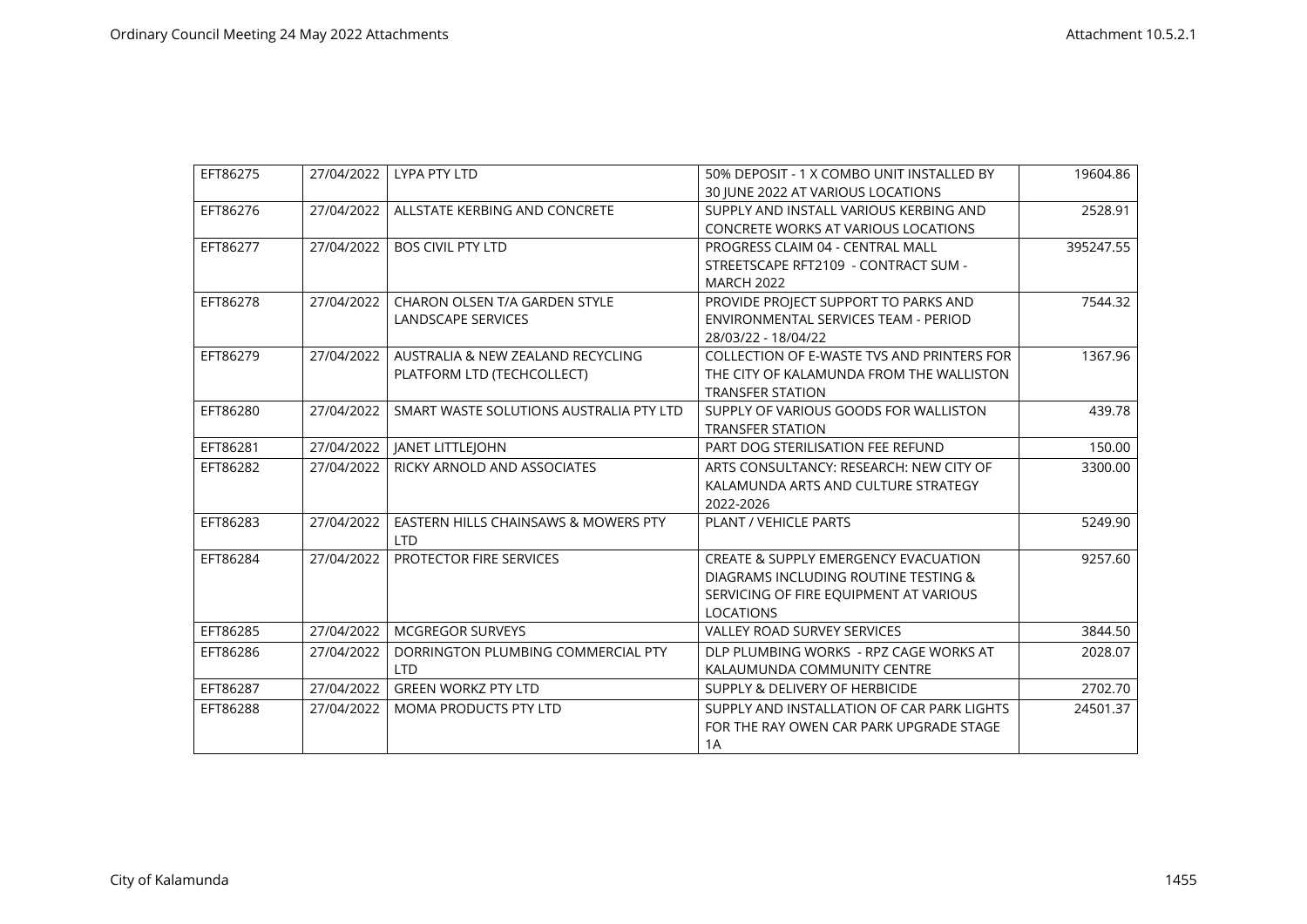| EFT86275 | 27/04/2022 | LYPA PTY LTD | 50% DEPOSIT - 1 X COMBO UNIT INSTALLED BY 30 JUNE 2022 AT VARIOUS LOCATIONS | 19604.86 |
|---|---|---|---|---|
| EFT86276 | 27/04/2022 | ALLSTATE KERBING AND CONCRETE | SUPPLY AND INSTALL VARIOUS KERBING AND CONCRETE WORKS AT VARIOUS LOCATIONS | 2528.91 |
| EFT86277 | 27/04/2022 | BOS CIVIL PTY LTD | PROGRESS CLAIM 04 - CENTRAL MALL STREETSCAPE RFT2109 - CONTRACT SUM - MARCH 2022 | 395247.55 |
| EFT86278 | 27/04/2022 | CHARON OLSEN T/A GARDEN STYLE LANDSCAPE SERVICES | PROVIDE PROJECT SUPPORT TO PARKS AND ENVIRONMENTAL SERVICES TEAM - PERIOD 28/03/22 - 18/04/22 | 7544.32 |
| EFT86279 | 27/04/2022 | AUSTRALIA & NEW ZEALAND RECYCLING PLATFORM LTD (TECHCOLLECT) | COLLECTION OF E-WASTE TVS AND PRINTERS FOR THE CITY OF KALAMUNDA FROM THE WALLISTON TRANSFER STATION | 1367.96 |
| EFT86280 | 27/04/2022 | SMART WASTE SOLUTIONS AUSTRALIA PTY LTD | SUPPLY OF VARIOUS GOODS FOR WALLISTON TRANSFER STATION | 439.78 |
| EFT86281 | 27/04/2022 | JANET LITTLEJOHN | PART DOG STERILISATION FEE REFUND | 150.00 |
| EFT86282 | 27/04/2022 | RICKY ARNOLD AND ASSOCIATES | ARTS CONSULTANCY: RESEARCH: NEW CITY OF KALAMUNDA ARTS AND CULTURE STRATEGY 2022-2026 | 3300.00 |
| EFT86283 | 27/04/2022 | EASTERN HILLS CHAINSAWS & MOWERS PTY LTD | PLANT / VEHICLE PARTS | 5249.90 |
| EFT86284 | 27/04/2022 | PROTECTOR FIRE SERVICES | CREATE & SUPPLY EMERGENCY EVACUATION DIAGRAMS INCLUDING ROUTINE TESTING & SERVICING OF FIRE EQUIPMENT AT VARIOUS LOCATIONS | 9257.60 |
| EFT86285 | 27/04/2022 | MCGREGOR SURVEYS | VALLEY ROAD SURVEY SERVICES | 3844.50 |
| EFT86286 | 27/04/2022 | DORRINGTON PLUMBING COMMERCIAL PTY LTD | DLP PLUMBING WORKS - RPZ CAGE WORKS AT KALAUMUNDA COMMUNITY CENTRE | 2028.07 |
| EFT86287 | 27/04/2022 | GREEN WORKZ PTY LTD | SUPPLY & DELIVERY OF HERBICIDE | 2702.70 |
| EFT86288 | 27/04/2022 | MOMA PRODUCTS PTY LTD | SUPPLY AND INSTALLATION OF CAR PARK LIGHTS FOR THE RAY OWEN CAR PARK UPGRADE STAGE 1A | 24501.37 |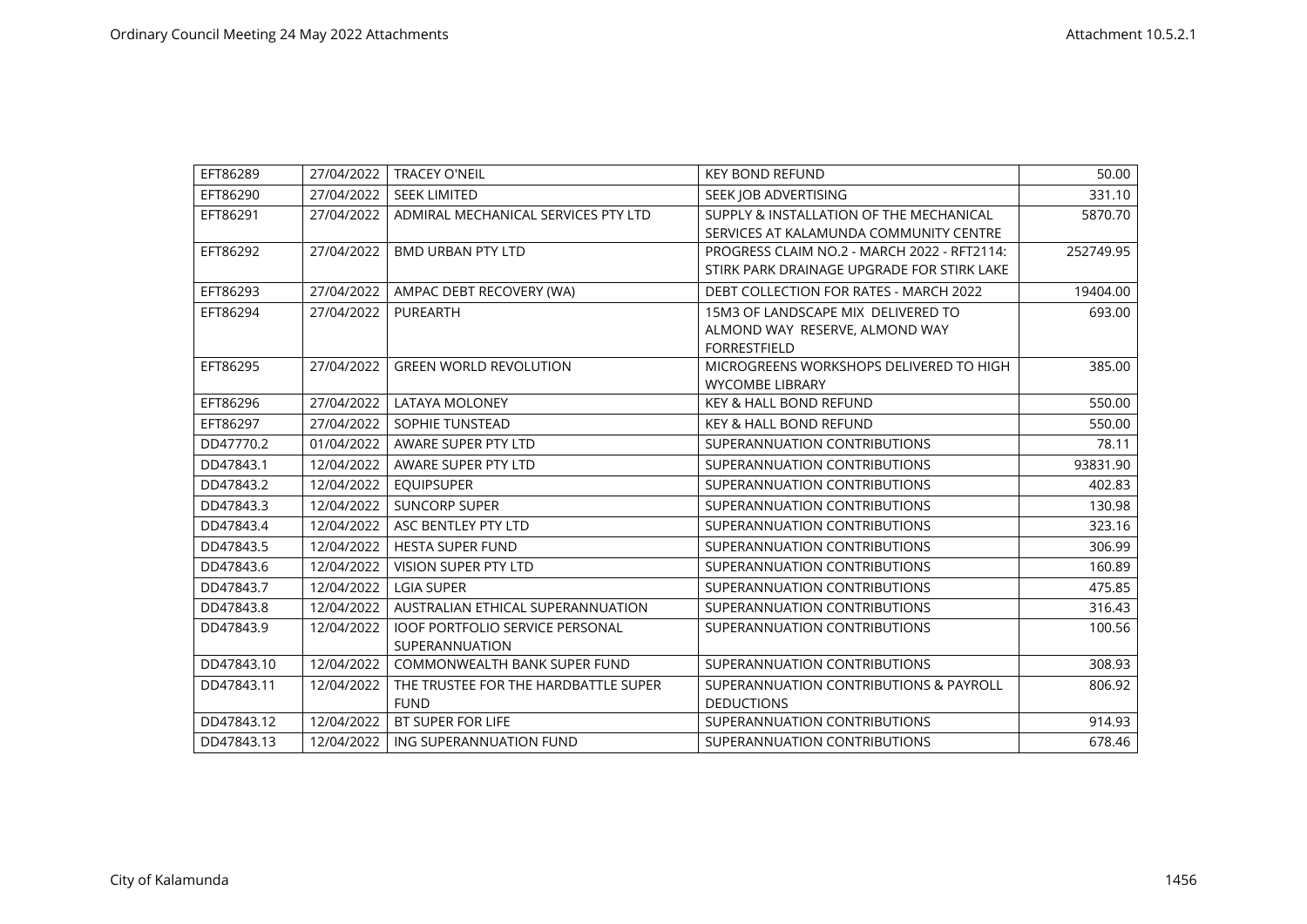| EFT86289 | 27/04/2022 | TRACEY O'NEIL | KEY BOND REFUND | 50.00 |
|---|---|---|---|---|
| EFT86290 | 27/04/2022 | SEEK LIMITED | SEEK JOB ADVERTISING | 331.10 |
| EFT86291 | 27/04/2022 | ADMIRAL MECHANICAL SERVICES PTY LTD | SUPPLY & INSTALLATION OF THE MECHANICAL SERVICES AT KALAMUNDA COMMUNITY CENTRE | 5870.70 |
| EFT86292 | 27/04/2022 | BMD URBAN PTY LTD | PROGRESS CLAIM NO.2 - MARCH 2022 - RFT2114: STIRK PARK DRAINAGE UPGRADE FOR STIRK LAKE | 252749.95 |
| EFT86293 | 27/04/2022 | AMPAC DEBT RECOVERY (WA) | DEBT COLLECTION FOR RATES - MARCH 2022 | 19404.00 |
| EFT86294 | 27/04/2022 | PUREARTH | 15M3 OF LANDSCAPE MIX DELIVERED TO ALMOND WAY RESERVE, ALMOND WAY FORRESTFIELD | 693.00 |
| EFT86295 | 27/04/2022 | GREEN WORLD REVOLUTION | MICROGREENS WORKSHOPS DELIVERED TO HIGH WYCOMBE LIBRARY | 385.00 |
| EFT86296 | 27/04/2022 | LATAYA MOLONEY | KEY & HALL BOND REFUND | 550.00 |
| EFT86297 | 27/04/2022 | SOPHIE TUNSTEAD | KEY & HALL BOND REFUND | 550.00 |
| DD47770.2 | 01/04/2022 | AWARE SUPER PTY LTD | SUPERANNUATION CONTRIBUTIONS | 78.11 |
| DD47843.1 | 12/04/2022 | AWARE SUPER PTY LTD | SUPERANNUATION CONTRIBUTIONS | 93831.90 |
| DD47843.2 | 12/04/2022 | EQUIPSUPER | SUPERANNUATION CONTRIBUTIONS | 402.83 |
| DD47843.3 | 12/04/2022 | SUNCORP SUPER | SUPERANNUATION CONTRIBUTIONS | 130.98 |
| DD47843.4 | 12/04/2022 | ASC BENTLEY PTY LTD | SUPERANNUATION CONTRIBUTIONS | 323.16 |
| DD47843.5 | 12/04/2022 | HESTA SUPER FUND | SUPERANNUATION CONTRIBUTIONS | 306.99 |
| DD47843.6 | 12/04/2022 | VISION SUPER PTY LTD | SUPERANNUATION CONTRIBUTIONS | 160.89 |
| DD47843.7 | 12/04/2022 | LGIA SUPER | SUPERANNUATION CONTRIBUTIONS | 475.85 |
| DD47843.8 | 12/04/2022 | AUSTRALIAN ETHICAL SUPERANNUATION | SUPERANNUATION CONTRIBUTIONS | 316.43 |
| DD47843.9 | 12/04/2022 | IOOF PORTFOLIO SERVICE PERSONAL SUPERANNUATION | SUPERANNUATION CONTRIBUTIONS | 100.56 |
| DD47843.10 | 12/04/2022 | COMMONWEALTH BANK SUPER FUND | SUPERANNUATION CONTRIBUTIONS | 308.93 |
| DD47843.11 | 12/04/2022 | THE TRUSTEE FOR THE HARDBATTLE SUPER FUND | SUPERANNUATION CONTRIBUTIONS & PAYROLL DEDUCTIONS | 806.92 |
| DD47843.12 | 12/04/2022 | BT SUPER FOR LIFE | SUPERANNUATION CONTRIBUTIONS | 914.93 |
| DD47843.13 | 12/04/2022 | ING SUPERANNUATION FUND | SUPERANNUATION CONTRIBUTIONS | 678.46 |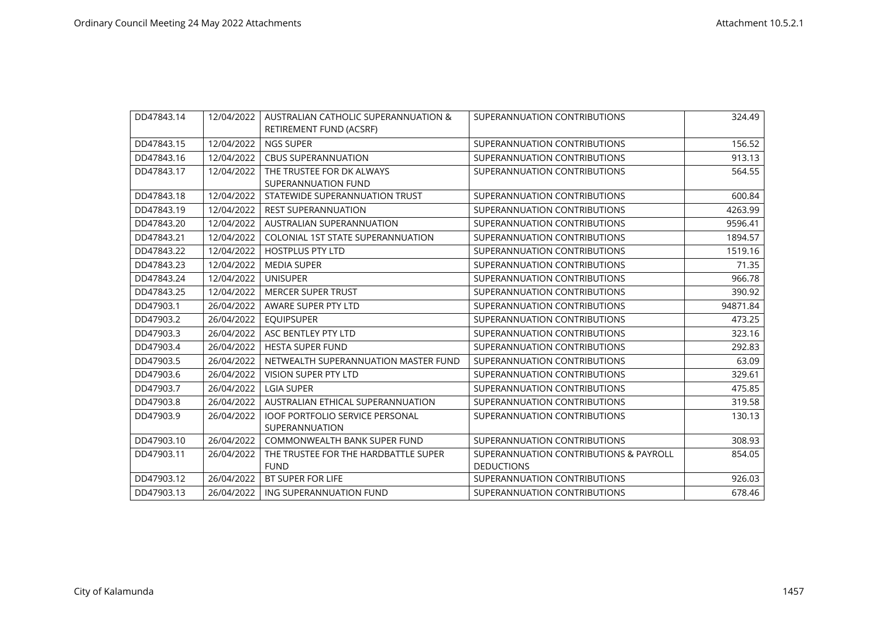| DD47843.14 | 12/04/2022 | AUSTRALIAN CATHOLIC SUPERANNUATION & RETIREMENT FUND (ACSRF) | SUPERANNUATION CONTRIBUTIONS | 324.49 |
|---|---|---|---|---|
| DD47843.15 | 12/04/2022 | NGS SUPER | SUPERANNUATION CONTRIBUTIONS | 156.52 |
| DD47843.16 | 12/04/2022 | CBUS SUPERANNUATION | SUPERANNUATION CONTRIBUTIONS | 913.13 |
| DD47843.17 | 12/04/2022 | THE TRUSTEE FOR DK ALWAYS SUPERANNUATION FUND | SUPERANNUATION CONTRIBUTIONS | 564.55 |
| DD47843.18 | 12/04/2022 | STATEWIDE SUPERANNUATION TRUST | SUPERANNUATION CONTRIBUTIONS | 600.84 |
| DD47843.19 | 12/04/2022 | REST SUPERANNUATION | SUPERANNUATION CONTRIBUTIONS | 4263.99 |
| DD47843.20 | 12/04/2022 | AUSTRALIAN SUPERANNUATION | SUPERANNUATION CONTRIBUTIONS | 9596.41 |
| DD47843.21 | 12/04/2022 | COLONIAL 1ST STATE SUPERANNUATION | SUPERANNUATION CONTRIBUTIONS | 1894.57 |
| DD47843.22 | 12/04/2022 | HOSTPLUS PTY LTD | SUPERANNUATION CONTRIBUTIONS | 1519.16 |
| DD47843.23 | 12/04/2022 | MEDIA SUPER | SUPERANNUATION CONTRIBUTIONS | 71.35 |
| DD47843.24 | 12/04/2022 | UNISUPER | SUPERANNUATION CONTRIBUTIONS | 966.78 |
| DD47843.25 | 12/04/2022 | MERCER SUPER TRUST | SUPERANNUATION CONTRIBUTIONS | 390.92 |
| DD47903.1 | 26/04/2022 | AWARE SUPER PTY LTD | SUPERANNUATION CONTRIBUTIONS | 94871.84 |
| DD47903.2 | 26/04/2022 | EQUIPSUPER | SUPERANNUATION CONTRIBUTIONS | 473.25 |
| DD47903.3 | 26/04/2022 | ASC BENTLEY PTY LTD | SUPERANNUATION CONTRIBUTIONS | 323.16 |
| DD47903.4 | 26/04/2022 | HESTA SUPER FUND | SUPERANNUATION CONTRIBUTIONS | 292.83 |
| DD47903.5 | 26/04/2022 | NETWEALTH SUPERANNUATION MASTER FUND | SUPERANNUATION CONTRIBUTIONS | 63.09 |
| DD47903.6 | 26/04/2022 | VISION SUPER PTY LTD | SUPERANNUATION CONTRIBUTIONS | 329.61 |
| DD47903.7 | 26/04/2022 | LGIA SUPER | SUPERANNUATION CONTRIBUTIONS | 475.85 |
| DD47903.8 | 26/04/2022 | AUSTRALIAN ETHICAL SUPERANNUATION | SUPERANNUATION CONTRIBUTIONS | 319.58 |
| DD47903.9 | 26/04/2022 | IOOF PORTFOLIO SERVICE PERSONAL SUPERANNUATION | SUPERANNUATION CONTRIBUTIONS | 130.13 |
| DD47903.10 | 26/04/2022 | COMMONWEALTH BANK SUPER FUND | SUPERANNUATION CONTRIBUTIONS | 308.93 |
| DD47903.11 | 26/04/2022 | THE TRUSTEE FOR THE HARDBATTLE SUPER FUND | SUPERANNUATION CONTRIBUTIONS & PAYROLL DEDUCTIONS | 854.05 |
| DD47903.12 | 26/04/2022 | BT SUPER FOR LIFE | SUPERANNUATION CONTRIBUTIONS | 926.03 |
| DD47903.13 | 26/04/2022 | ING SUPERANNUATION FUND | SUPERANNUATION CONTRIBUTIONS | 678.46 |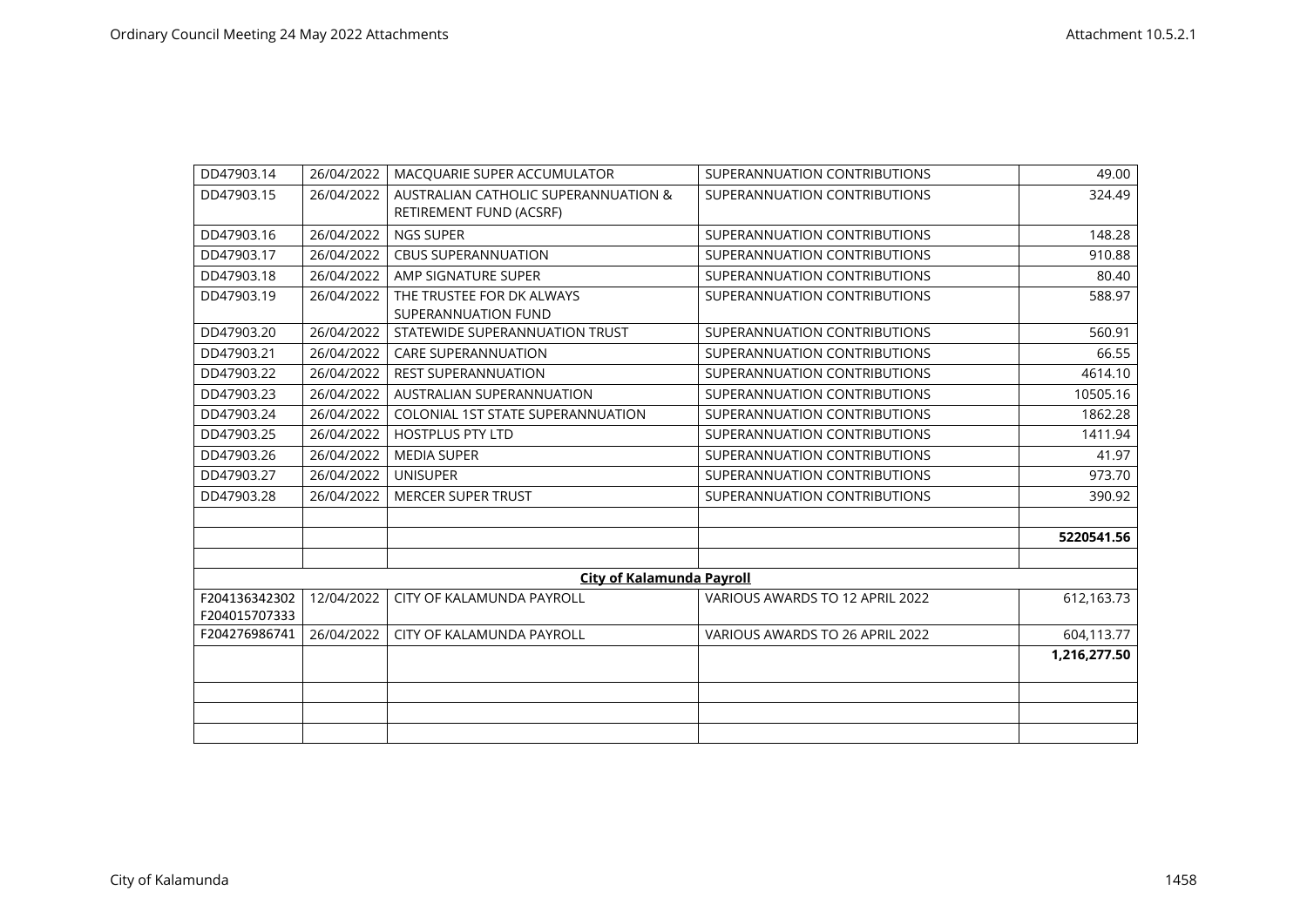| | | | | |
|---|---|---|---|---|
| DD47903.14 | 26/04/2022 | MACQUARIE SUPER ACCUMULATOR | SUPERANNUATION CONTRIBUTIONS | 49.00 |
| DD47903.15 | 26/04/2022 | AUSTRALIAN CATHOLIC SUPERANNUATION & RETIREMENT FUND (ACSRF) | SUPERANNUATION CONTRIBUTIONS | 324.49 |
| DD47903.16 | 26/04/2022 | NGS SUPER | SUPERANNUATION CONTRIBUTIONS | 148.28 |
| DD47903.17 | 26/04/2022 | CBUS SUPERANNUATION | SUPERANNUATION CONTRIBUTIONS | 910.88 |
| DD47903.18 | 26/04/2022 | AMP SIGNATURE SUPER | SUPERANNUATION CONTRIBUTIONS | 80.40 |
| DD47903.19 | 26/04/2022 | THE TRUSTEE FOR DK ALWAYS SUPERANNUATION FUND | SUPERANNUATION CONTRIBUTIONS | 588.97 |
| DD47903.20 | 26/04/2022 | STATEWIDE SUPERANNUATION TRUST | SUPERANNUATION CONTRIBUTIONS | 560.91 |
| DD47903.21 | 26/04/2022 | CARE SUPERANNUATION | SUPERANNUATION CONTRIBUTIONS | 66.55 |
| DD47903.22 | 26/04/2022 | REST SUPERANNUATION | SUPERANNUATION CONTRIBUTIONS | 4614.10 |
| DD47903.23 | 26/04/2022 | AUSTRALIAN SUPERANNUATION | SUPERANNUATION CONTRIBUTIONS | 10505.16 |
| DD47903.24 | 26/04/2022 | COLONIAL 1ST STATE SUPERANNUATION | SUPERANNUATION CONTRIBUTIONS | 1862.28 |
| DD47903.25 | 26/04/2022 | HOSTPLUS PTY LTD | SUPERANNUATION CONTRIBUTIONS | 1411.94 |
| DD47903.26 | 26/04/2022 | MEDIA SUPER | SUPERANNUATION CONTRIBUTIONS | 41.97 |
| DD47903.27 | 26/04/2022 | UNISUPER | SUPERANNUATION CONTRIBUTIONS | 973.70 |
| DD47903.28 | 26/04/2022 | MERCER SUPER TRUST | SUPERANNUATION CONTRIBUTIONS | 390.92 |
| | | | | |
| | | | | **5220541.56** |
| | | | | |
| | | **City of Kalamunda Payroll** | | |
| F204136342302 F204015707333 | 12/04/2022 | CITY OF KALAMUNDA PAYROLL | VARIOUS AWARDS TO 12 APRIL 2022 | 612,163.73 |
| F204276986741 | 26/04/2022 | CITY OF KALAMUNDA PAYROLL | VARIOUS AWARDS TO 26 APRIL 2022 | 604,113.77 |
| | | | | **1,216,277.50** |
| | | | | |
| | | | | |
| | | | | |